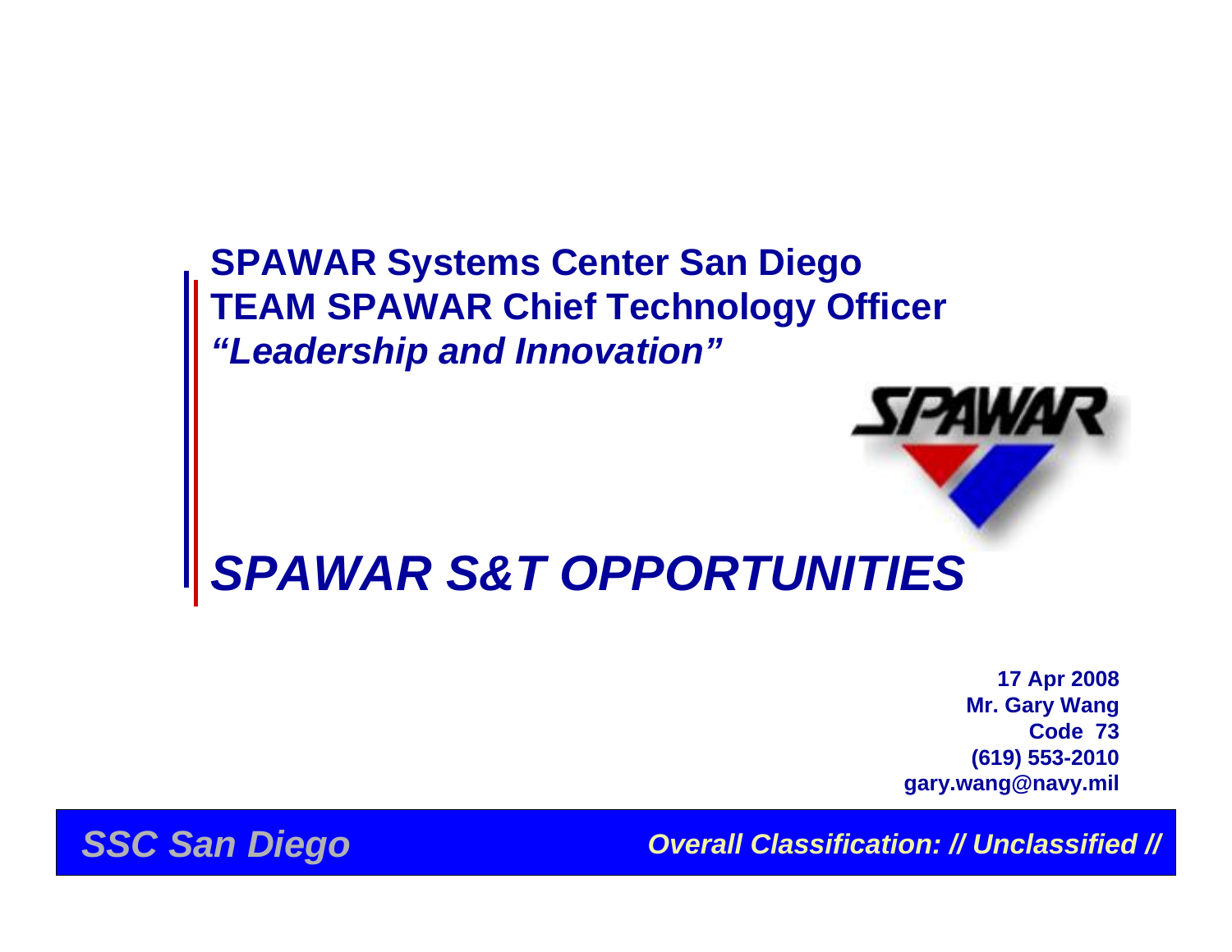**SPAWAR Systems Center San Diego**
**TEAM SPAWAR Chief Technology Officer**
***"Leadership and Innovation"***

# *SPAWAR S&T OPPORTUNITIES*

**17 Apr 2008**
**Mr. Gary Wang**
**Code 73**
**(619) 553-2010**
**gary.wang@navy.mil**

***SSC San Diego***

***Overall Classification: // Unclassified //***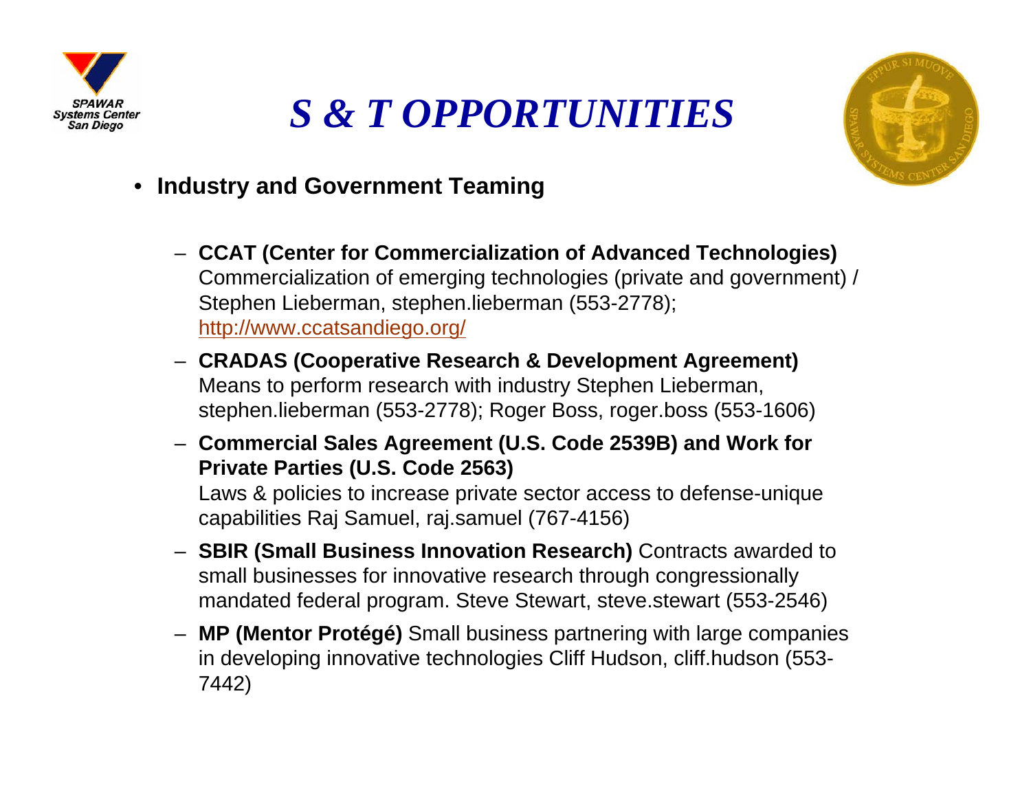# *S & T OPPORTUNITIES*

- **Industry and Government Teaming**
  - **CCAT (Center for Commercialization of Advanced Technologies)** Commercialization of emerging technologies (private and government) / Stephen Lieberman, stephen.lieberman (553-2778); http://www.ccatsandiego.org/
  - **CRADAS (Cooperative Research & Development Agreement)** Means to perform research with industry Stephen Lieberman, stephen.lieberman (553-2778); Roger Boss, roger.boss (553-1606)
  - **Commercial Sales Agreement (U.S. Code 2539B) and Work for Private Parties (U.S. Code 2563)** Laws & policies to increase private sector access to defense-unique capabilities Raj Samuel, raj.samuel (767-4156)
  - **SBIR (Small Business Innovation Research)** Contracts awarded to small businesses for innovative research through congressionally mandated federal program. Steve Stewart, steve.stewart (553-2546)
  - **MP (Mentor Protégé)** Small business partnering with large companies in developing innovative technologies Cliff Hudson, cliff.hudson (553-7442)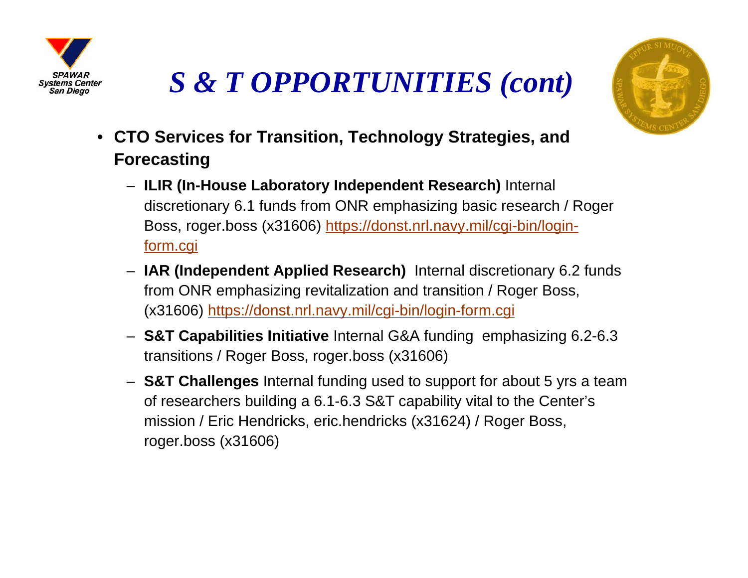# S & T OPPORTUNITIES (cont)

- **CTO Services for Transition, Technology Strategies, and Forecasting**
  - **ILIR (In-House Laboratory Independent Research)** Internal discretionary 6.1 funds from ONR emphasizing basic research / Roger Boss, roger.boss (x31606) https://donst.nrl.navy.mil/cgi-bin/login-form.cgi
  - **IAR (Independent Applied Research)** Internal discretionary 6.2 funds from ONR emphasizing revitalization and transition / Roger Boss, (x31606) https://donst.nrl.navy.mil/cgi-bin/login-form.cgi
  - **S&T Capabilities Initiative** Internal G&A funding emphasizing 6.2-6.3 transitions / Roger Boss, roger.boss (x31606)
  - **S&T Challenges** Internal funding used to support for about 5 yrs a team of researchers building a 6.1-6.3 S&T capability vital to the Center's mission / Eric Hendricks, eric.hendricks (x31624) / Roger Boss, roger.boss (x31606)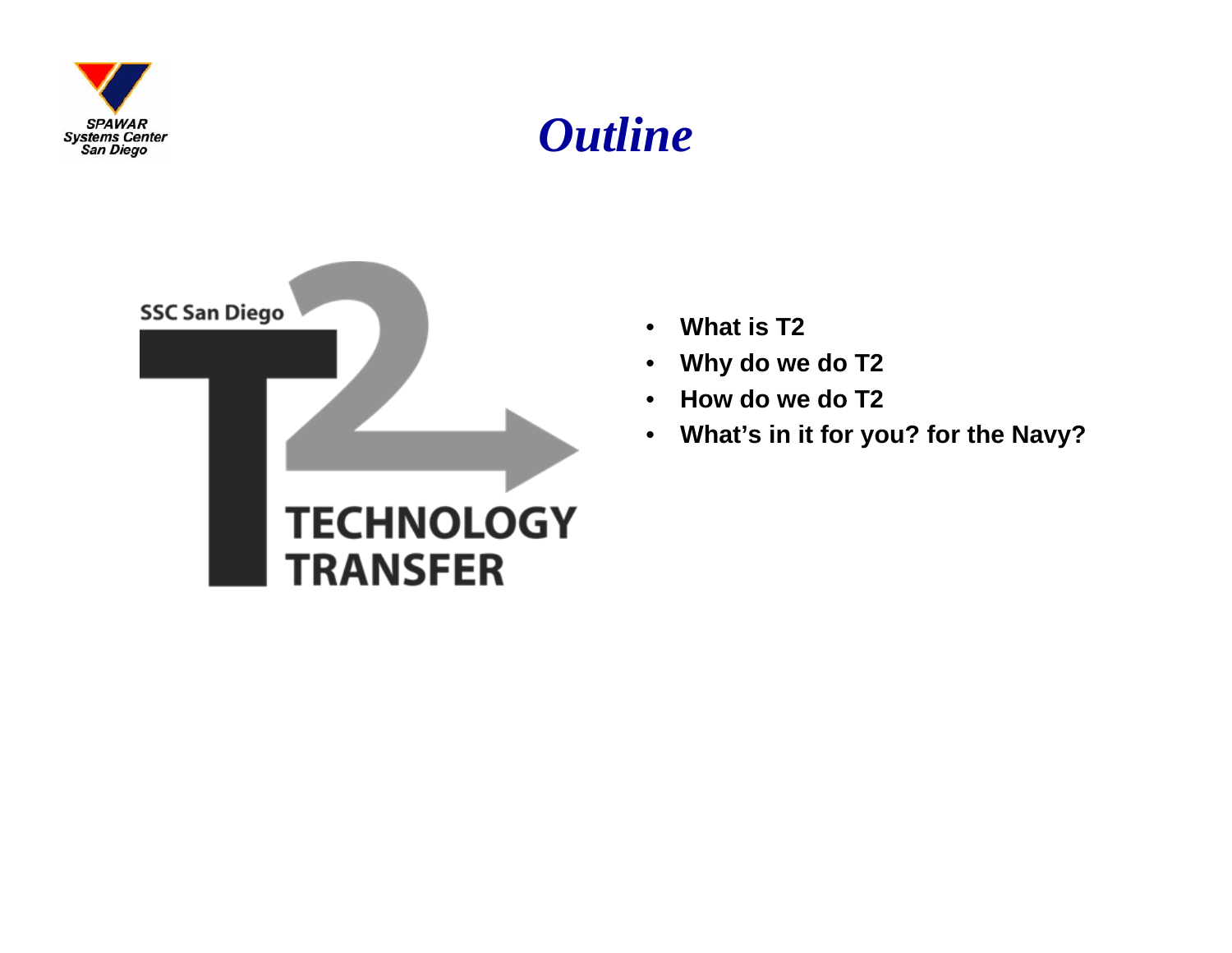# *Outline*

- **What is T2**
- **Why do we do T2**
- **How do we do T2**
- **What's in it for you? for the Navy?**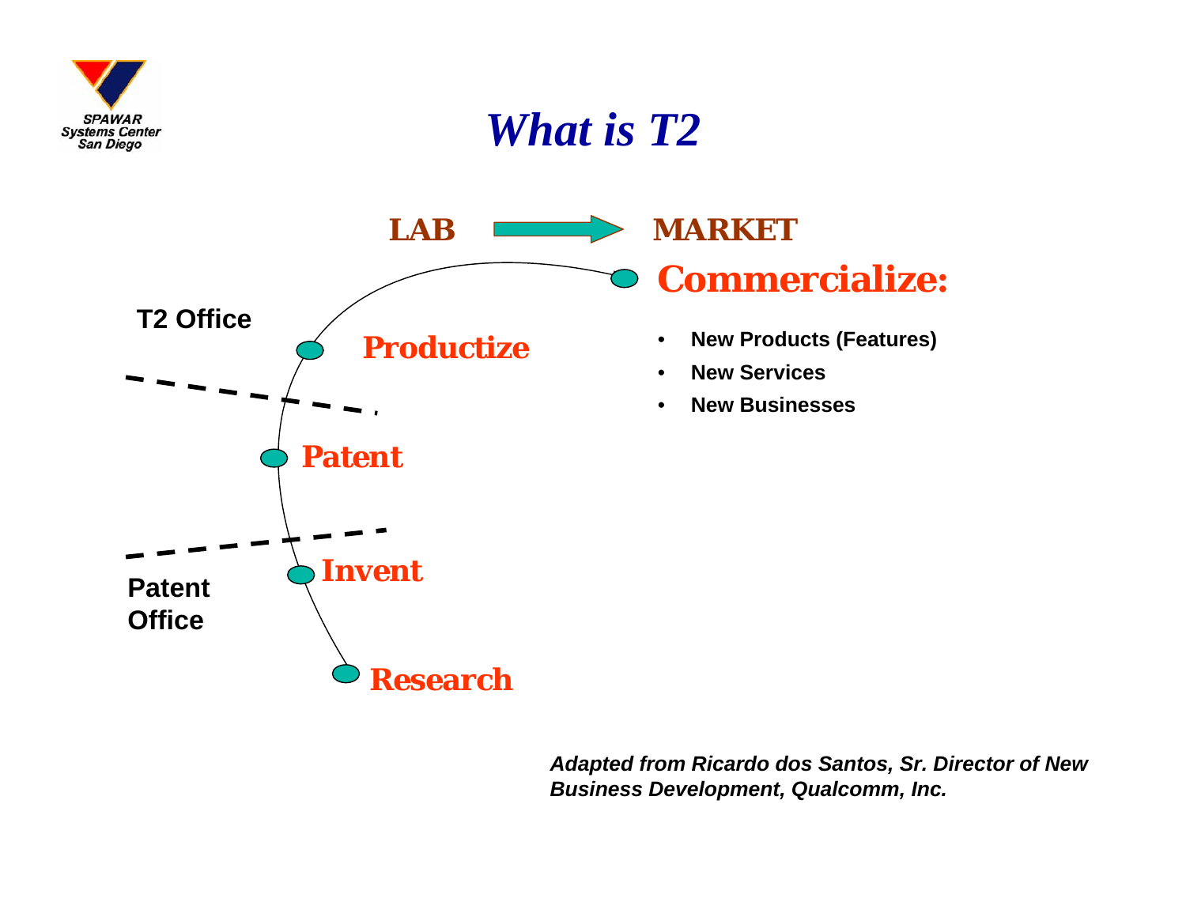# What is T2

LAB → MARKET

**Commercialize:**

- **New Products (Features)**
- **New Services**
- **New Businesses**

T2 Office

Productize

Patent

Invent

Patent Office

Research

*Adapted from Ricardo dos Santos, Sr. Director of New Business Development, Qualcomm, Inc.*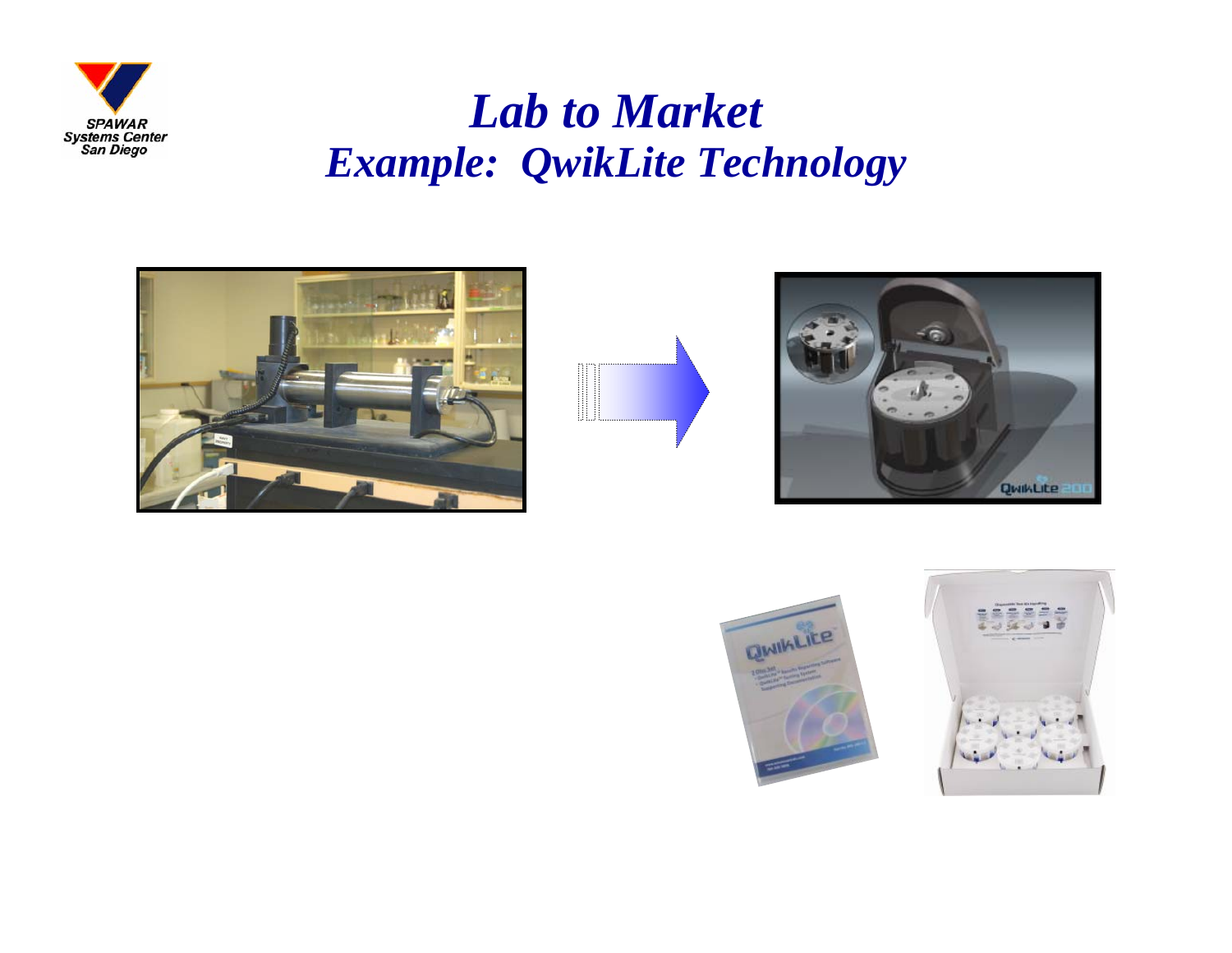# Lab to Market
## Example: QwikLite Technology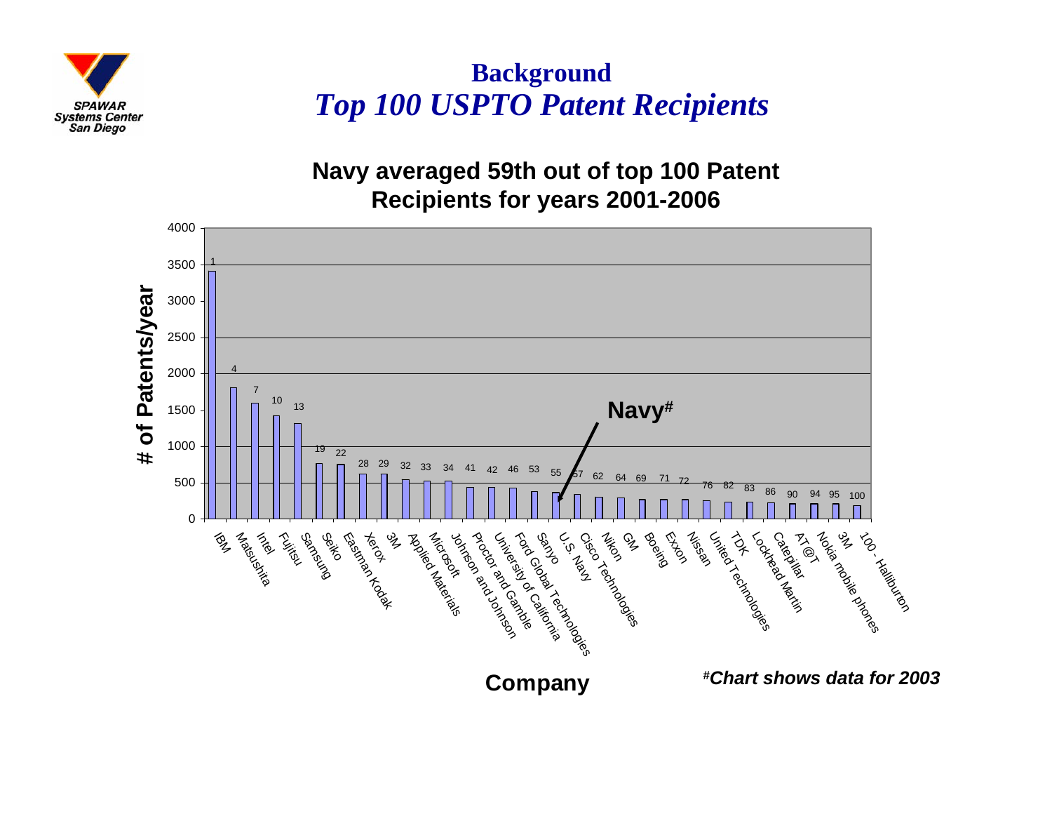# Background

## *Top 100 USPTO Patent Recipients*

**Navy averaged 59th out of top 100 Patent Recipients for years 2001-2006**

# of Patents/year

4000
3500
3000
2500
2000
1500
1000
500
0

1 4 7 10 13 19 22 28 29 32 33 34 41 42 46 53 55 57 62 64 69 71 72 76 82 83 86 90 94 95 100

IBM, Matsushita, Intel, Fujitsu, Samsung, Seiko, Eastman Kodak, Xerox, 3M, Applied Materials, Microsoft, Johnson and Johnson, Proctor and Gamble, University of California, Ford Global Technologies, Sanyo, U.S. Navy, Cisco Technologies, Nikon, GM, Boeing, Exxon, Nissan, United Technologies, TDK, Lockheed Martin, Catepillar, AT@T, Nokia mobile phones, 3M, 100 - Halliburton

**Navy#**

**Company**

***#Chart shows data for 2003***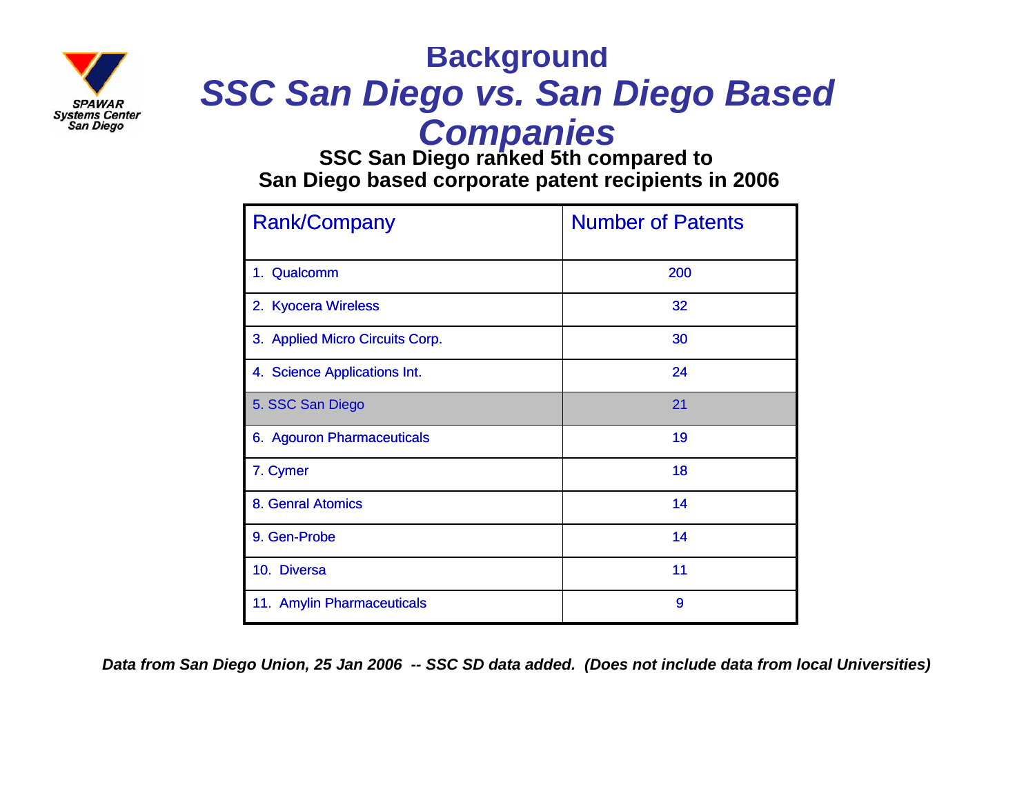# Background

## *SSC San Diego vs. San Diego Based Companies*

**SSC San Diego ranked 5th compared to San Diego based corporate patent recipients in 2006**

| Rank/Company | Number of Patents |
|---|---|
| 1. Qualcomm | 200 |
| 2. Kyocera Wireless | 32 |
| 3. Applied Micro Circuits Corp. | 30 |
| 4. Science Applications Int. | 24 |
| 5. SSC San Diego | 21 |
| 6. Agouron Pharmaceuticals | 19 |
| 7. Cymer | 18 |
| 8. Genral Atomics | 14 |
| 9. Gen-Probe | 14 |
| 10. Diversa | 11 |
| 11. Amylin Pharmaceuticals | 9 |

***Data from San Diego Union, 25 Jan 2006 -- SSC SD data added. (Does not include data from local Universities)***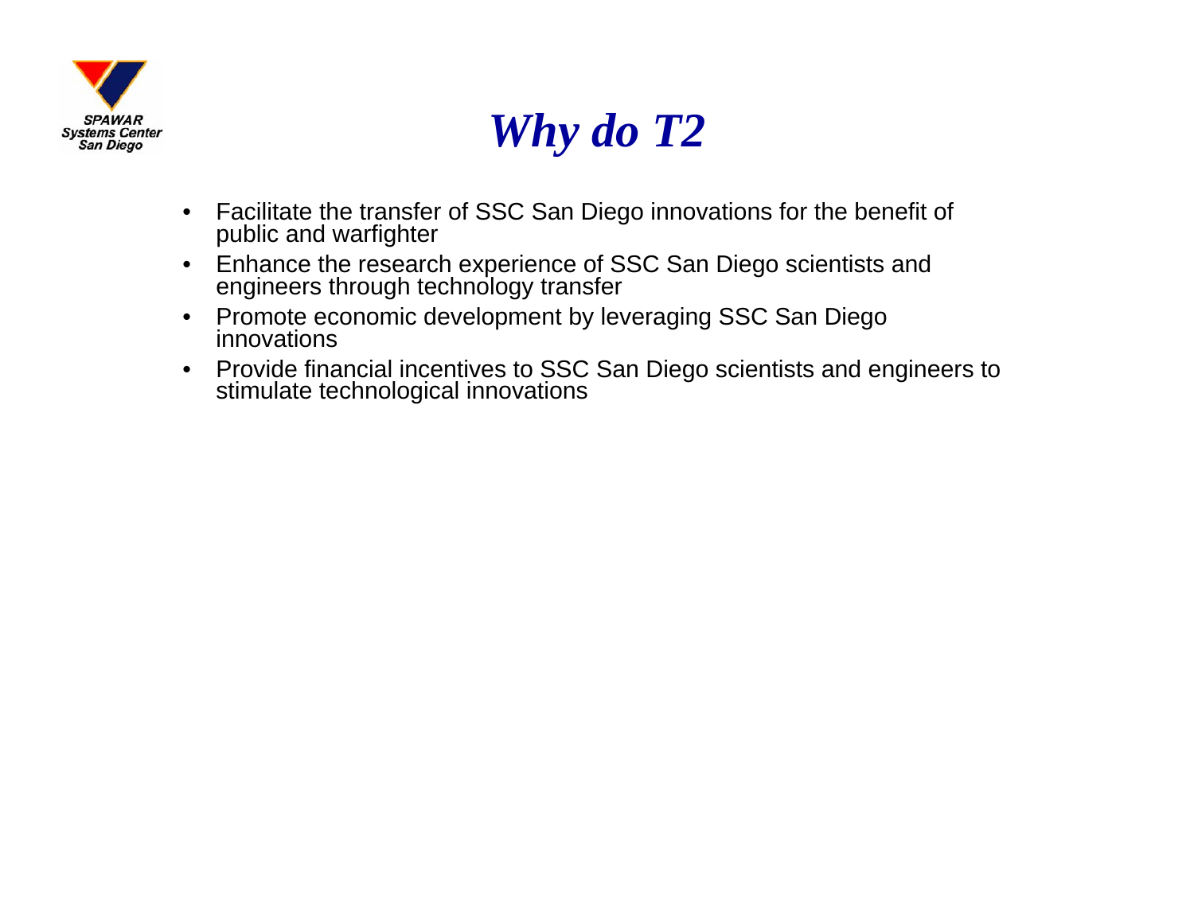# *Why do T2*

- Facilitate the transfer of SSC San Diego innovations for the benefit of public and warfighter
- Enhance the research experience of SSC San Diego scientists and engineers through technology transfer
- Promote economic development by leveraging SSC San Diego innovations
- Provide financial incentives to SSC San Diego scientists and engineers to stimulate technological innovations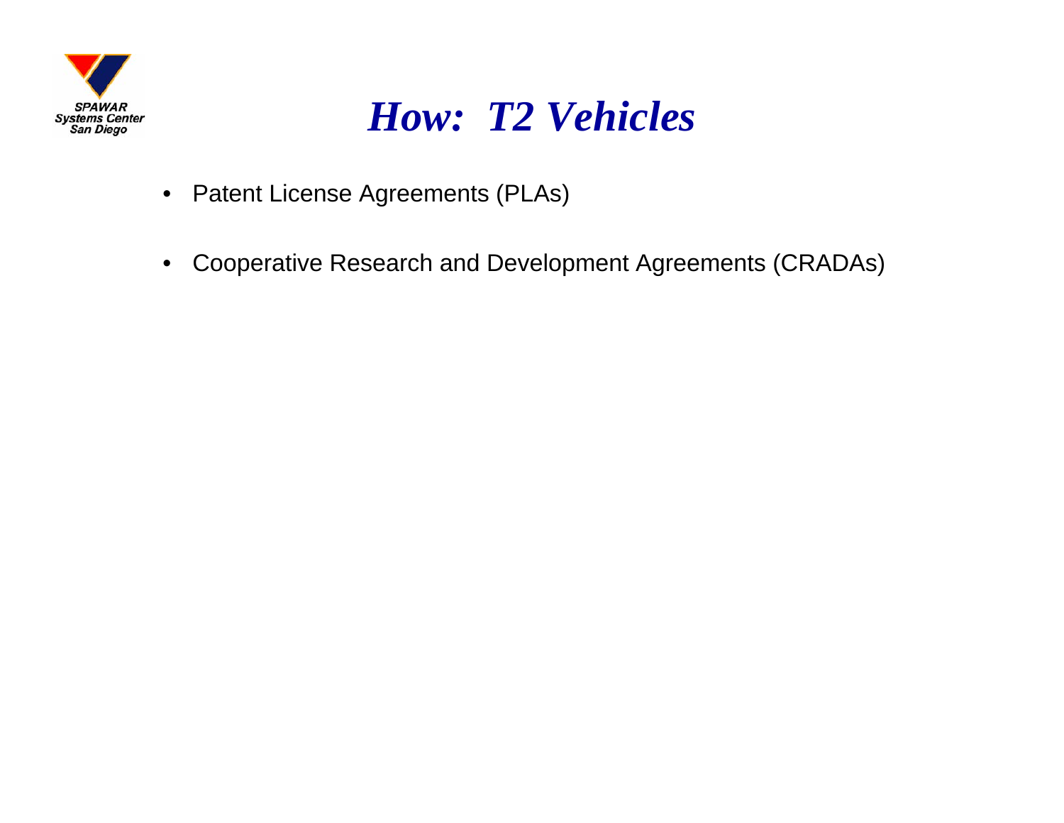# How: T2 Vehicles

- Patent License Agreements (PLAs)
- Cooperative Research and Development Agreements (CRADAs)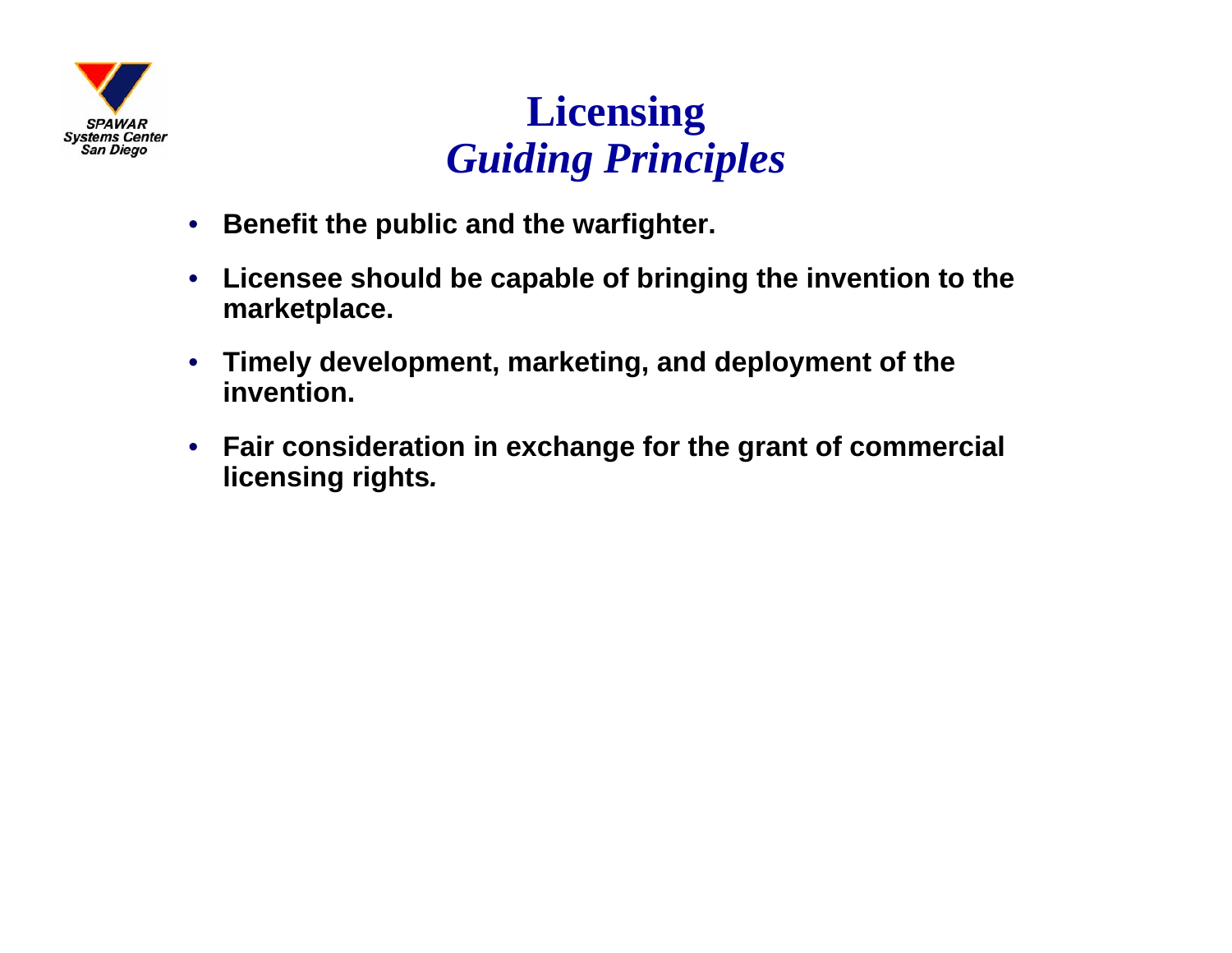# Licensing
## *Guiding Principles*

- **Benefit the public and the warfighter.**
- **Licensee should be capable of bringing the invention to the marketplace.**
- **Timely development, marketing, and deployment of the invention.**
- **Fair consideration in exchange for the grant of commercial licensing rights.**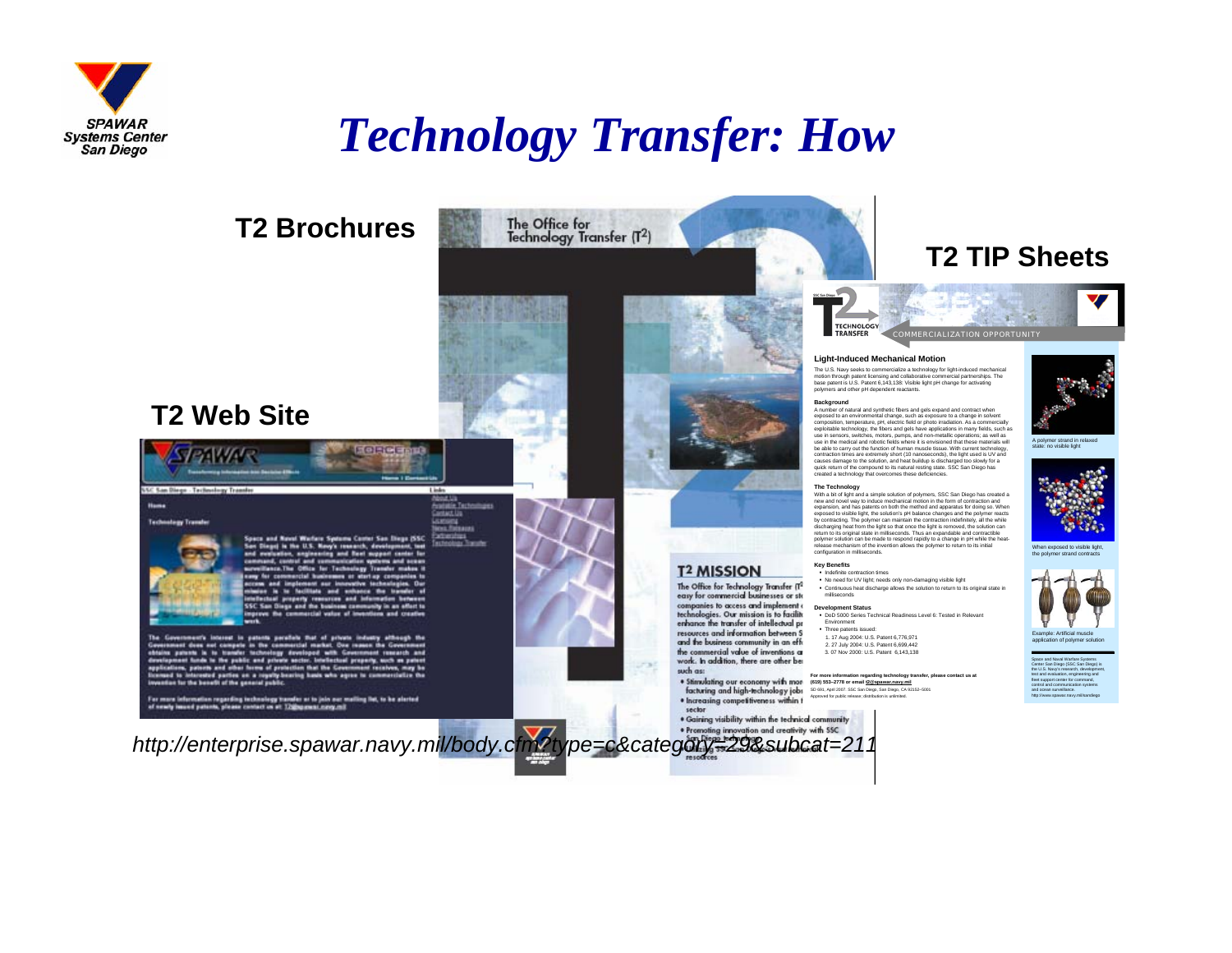# Technology Transfer: How

## T2 Brochures

The Office for Technology Transfer (T2)

T2 MISSION

The Office for Technology Transfer (T2) makes it easy for commercial businesses or start-up companies to access and implement our innovative technologies. Our mission is to facilitate and enhance the transfer of intellectual property resources and information between SSC San Diego and the business community in an effort to improve the commercial value of inventions and creative work. In addition, there are other benefits, such as:

- Stimulating our economy with more manufacturing and high-technology jobs
- Increasing competitiveness within the private sector
- Gaining visibility within the technical community
- Promoting innovation and creativity with SSC San Diego technology
- Leveraging SSC San Diego resources

## T2 Web Site

SPAWAR

SSC San Diego - Technology Transfer

Home

Technology Transfer

Links: About Us, Available Technologies, Contact Us, Licensing, News Releases, Partnerships, Technology Transfer

Space and Naval Warfare Systems Center San Diego (SSC San Diego) is the U.S. Navy's research, development, test and evaluation, engineering and fleet support center for command, control and communication systems and ocean surveillance. The Office for Technology Transfer makes it easy for commercial businesses or start-up companies to access and implement our innovative technologies. Our mission is to facilitate and enhance the transfer of intellectual property resources and information between SSC San Diego and the business community in an effort to improve the commercial value of inventions and creative work.

The Government's interest in patents parallels that of private industry although the Government does not compete in the commercial market. One reason the Government obtains patents is to transfer technology developed with Government research and development funds to the public and private sector. Intellectual property, such as patent applications, patents and other forms of protection that the Government receives, may be licensed to interested parties on a royalty-bearing basis who agree to commercialize the invention for the benefit of the general public.

For more information regarding technology transfer or to join our mailing list, to be alerted of newly issued patents, please contact us at: T2@spawar.navy.mil

http://enterprise.spawar.navy.mil/body.cfm?type=c&category=29&subcat=211

## T2 TIP Sheets

TECHNOLOGY TRANSFER — COMMERCIALIZATION OPPORTUNITY

### Light-Induced Mechanical Motion

The U.S. Navy seeks to commercialize a technology for light-induced mechanical motion through patent licensing and collaborative commercial partnerships. The base patent is U.S. Patent 6,143,138: Visible light pH change for activating polymers and other pH dependent reactants.

**Background**

A number of natural and synthetic fibers and gels expand and contract when exposed to an environmental change, such as exposure to a change in solvent composition, temperature, pH, electric field or photo irradiation. As a commercially exploitable technology, the fibers and gels have applications in many fields, such as use in sensors, switches, motors, pumps, and non-metallic operations; as well as use in the medical and robotic fields where it is envisioned that these materials will be able to carry out the function of human muscle tissue. With current technology, contraction times are extremely short (10 nanoseconds), the light used is UV and causes damage to the solution, and heat buildup is discharged too slowly for a quick return of the compound to its natural resting state. SSC San Diego has created a technology that overcomes these deficiencies.

**The Technology**

With a bit of light and a simple solution of polymers, SSC San Diego has created a new and novel way to induce mechanical motion in the form of contraction and expansion, and has patents on both the method and apparatus for doing so. When exposed to visible light, the solution's pH balance changes and the polymer reacts by contracting. The polymer can maintain the contraction indefinitely, all the while discharging heat from the light so that once the light is removed, the solution can return to its original state in milliseconds. Thus an expandable and contractible polymer solution can be made to respond rapidly to a change in pH while the heat-release mechanism of the invention allows the polymer to return to its initial configuration in milliseconds.

**Key Benefits**

- Indefinite contraction times
- No need for UV light; needs only non-damaging visible light
- Continuous heat discharge allows the solution to return to its original state in milliseconds

**Development Status**

- DoD 5000 Series Technical Readiness Level 6: Tested in Relevant Environment
- Three patents issued:
  1. 17 Aug 2004: U.S. Patent 6,776,971
  2. 27 July 2004: U.S. Patent 6,699,442
  3. 07 Nov 2000: U.S. Patent 6,143,138

A polymer strand in relaxed state: no visible light

When exposed to visible light, the polymer strand contracts

Example: Artificial muscle application of polymer solution

For more information regarding technology transfer, please contact us at (619) 553–2778 or email t2@spawar.navy.mil

SD 691, April 2007, SSC San Diego, San Diego, CA 92152–5001. Approved for public release; distribution is unlimited.

Space and Naval Warfare Systems Center San Diego (SSC San Diego) is the U.S. Navy's research, development, test and evaluation, engineering and fleet support center for command, control and communication systems and ocean surveillance. http://www.spawar.navy.mil/sandiego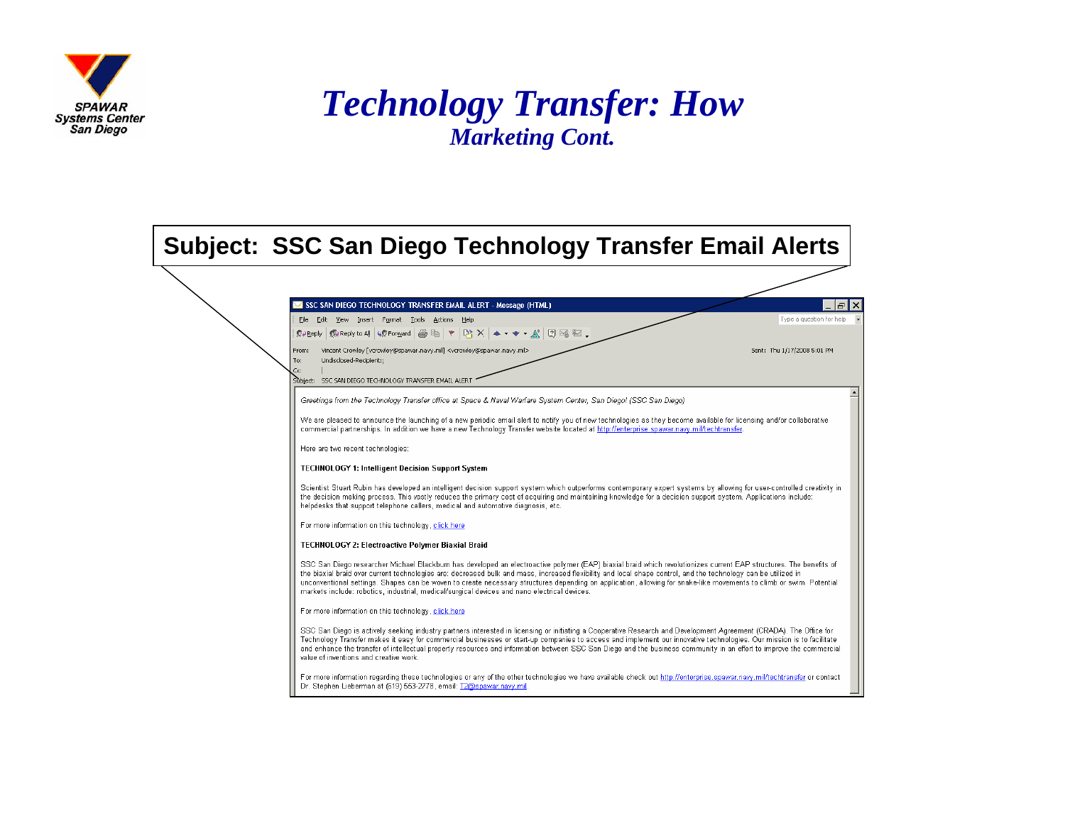# Technology Transfer: How

## Marketing Cont.

**Subject: SSC San Diego Technology Transfer Email Alerts**

SSC SAN DIEGO TECHNOLOGY TRANSFER EMAIL ALERT - Message (HTML)

File Edit View Insert Format Tools Actions Help

From: Vincent Crowley [vcrowley@spawar.navy.mil] <vcrowley@spawar.navy.mil>
Sent: Thu 1/17/2008 5:01 PM
To: Undisclosed-Recipients:;
Cc:
Subject: SSC SAN DIEGO TECHNOLOGY TRANSFER EMAIL ALERT

*Greetings from the Technology Transfer office at Space & Naval Warfare System Center, San Diego! (SSC San Diego)*

We are pleased to announce the launching of a new periodic email alert to notify you of new technologies as they become available for licensing and/or collaborative commercial partnerships. In addition we have a new Technology Transfer website located at http://enterprise.spawar.navy.mil/techtransfer.

Here are two recent technologies:

**TECHNOLOGY 1: Intelligent Decision Support System**

Scientist Stuart Rubin has developed an intelligent decision support system which outperforms contemporary expert systems by allowing for user-controlled creativity in the decision making process. This vastly reduces the primary cost of acquiring and maintaining knowledge for a decision support system. Applications include: helpdesks that support telephone callers, medical and automotive diagnosis, etc.

For more information on this technology, click here

**TECHNOLOGY 2: Electroactive Polymer Biaxial Braid**

SSC San Diego researcher Michael Blackburn has developed an electroactive polymer (EAP) biaxial braid which revolutionizes current EAP structures. The benefits of the biaxial braid over current technologies are: decreased bulk and mass, increased flexibility and local shape control, and the technology can be utilized in unconventional settings. Shapes can be woven to create necessary structures depending on application, allowing for snake-like movements to climb or swim. Potential markets include: robotics, industrial, medical/surgical devices and nano electrical devices.

For more information on this technology, click here

SSC San Diego is actively seeking industry partners interested in licensing or initiating a Cooperative Research and Development Agreement (CRADA). The Office for Technology Transfer makes it easy for commercial businesses or start-up companies to access and implement our innovative technologies. Our mission is to facilitate and enhance the transfer of intellectual property resources and information between SSC San Diego and the business community in an effort to improve the commercial value of inventions and creative work.

For more information regarding these technologies or any of the other technologies we have available check out http://enterprise.spawar.navy.mil/techtransfer or contact Dr. Stephen Lieberman at (619) 553-2778, email: T2@spawar.navy.mil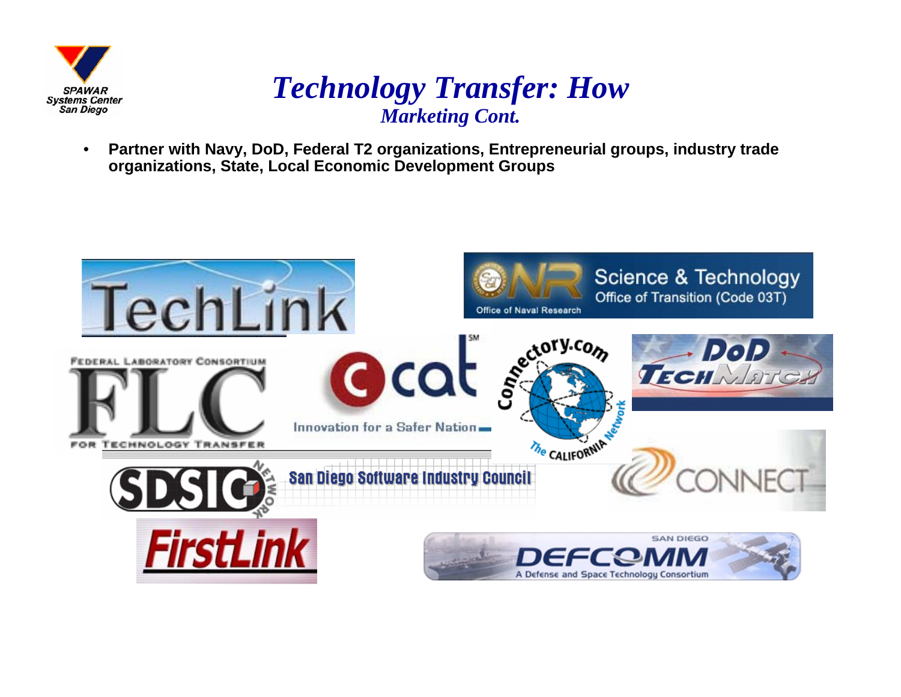# Technology Transfer: How

## Marketing Cont.

- **Partner with Navy, DoD, Federal T2 organizations, Entrepreneurial groups, industry trade organizations, State, Local Economic Development Groups**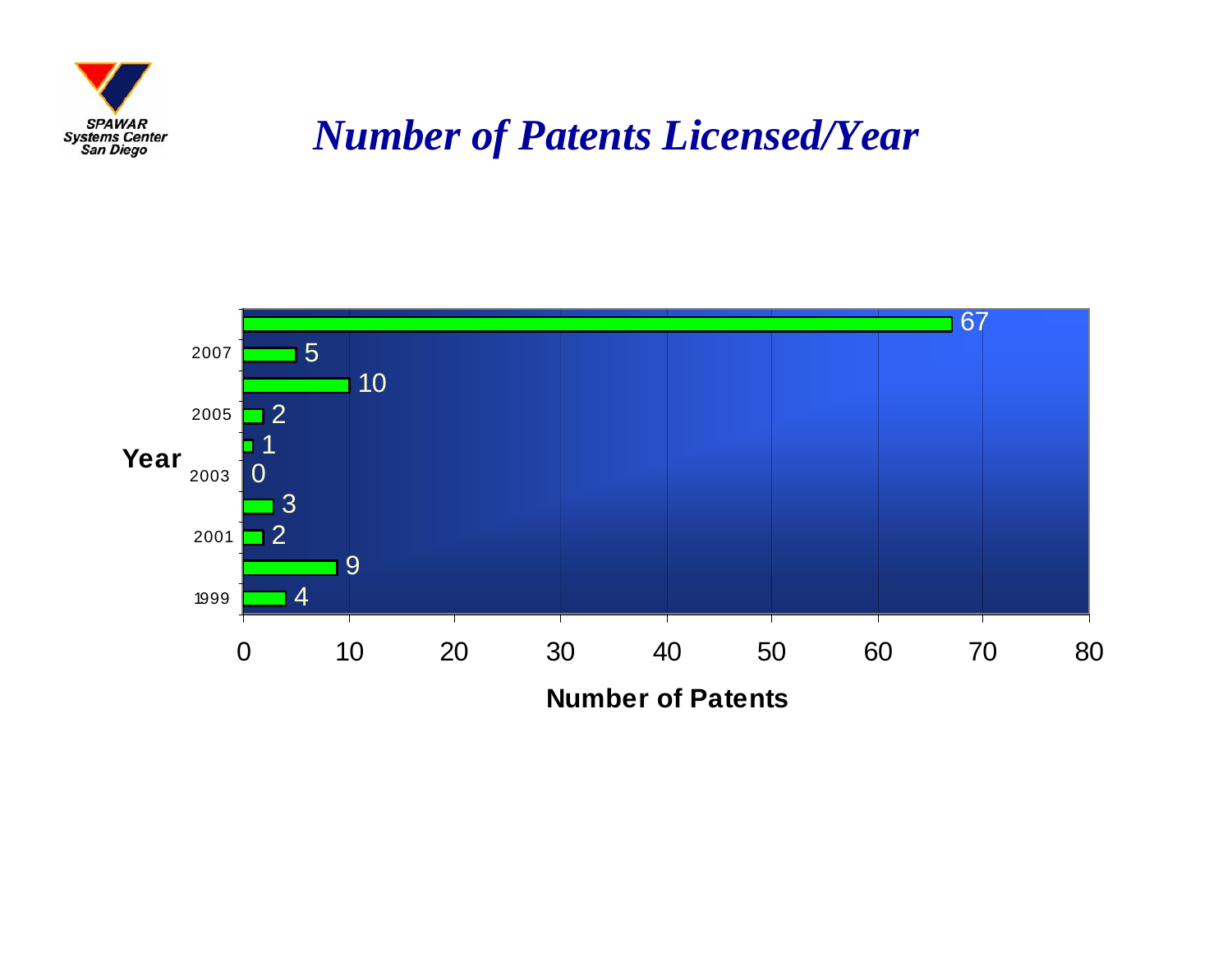SPAWAR
Systems Center
San Diego

# *Number of Patents Licensed/Year*

Year

2007
2005
2003
2001
1999

67
5
10
2
1
0
3
2
9
4

0
10
20
30
40
50
60
70
80

Number of Patents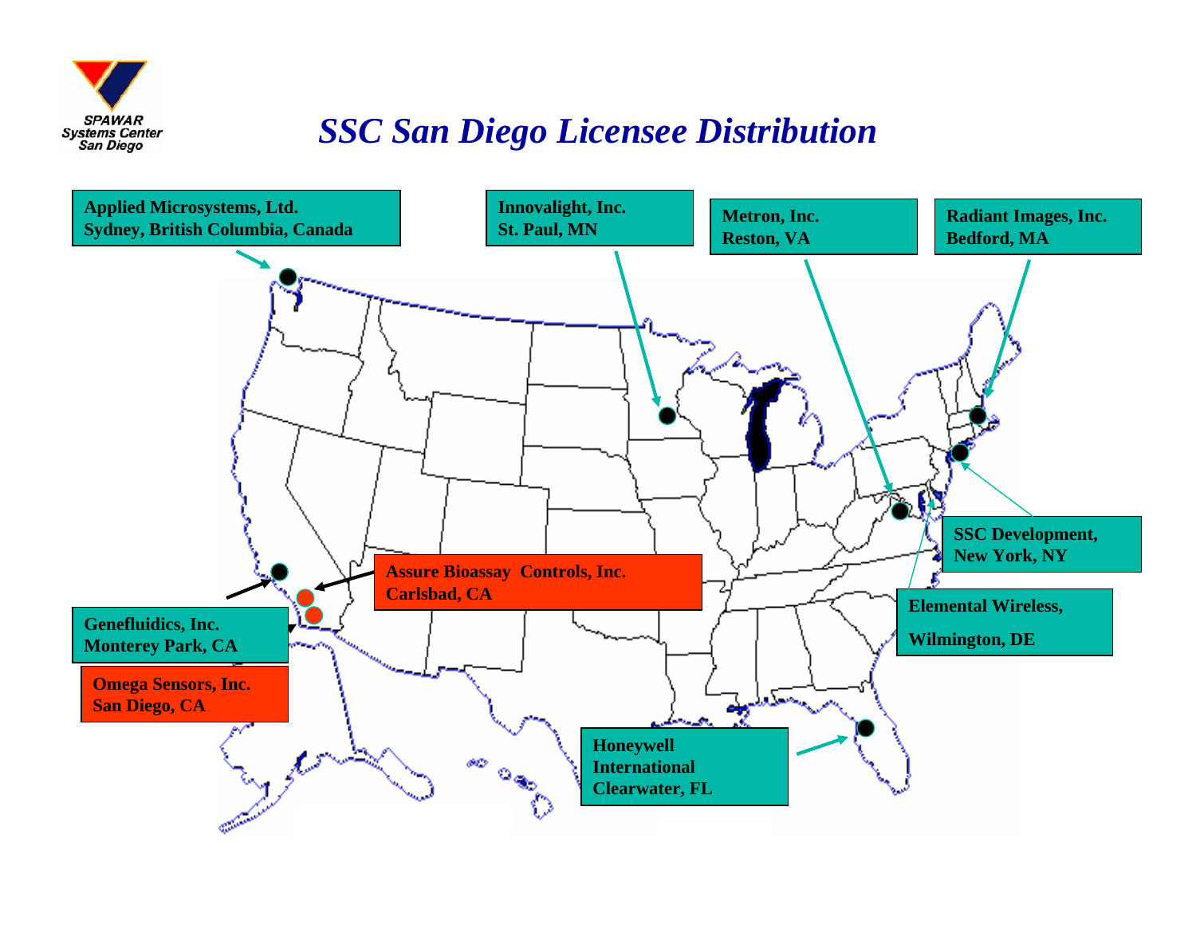SPAWAR Systems Center San Diego

# SSC San Diego Licensee Distribution

Applied Microsystems, Ltd.
Sydney, British Columbia, Canada

Innovalight, Inc.
St. Paul, MN

Metron, Inc.
Reston, VA

Radiant Images, Inc.
Bedford, MA

SSC Development,
New York, NY

Assure Bioassay Controls, Inc.
Carlsbad, CA

Genefluidics, Inc.
Monterey Park, CA

Elemental Wireless,
Wilmington, DE

Omega Sensors, Inc.
San Diego, CA

Honeywell
International
Clearwater, FL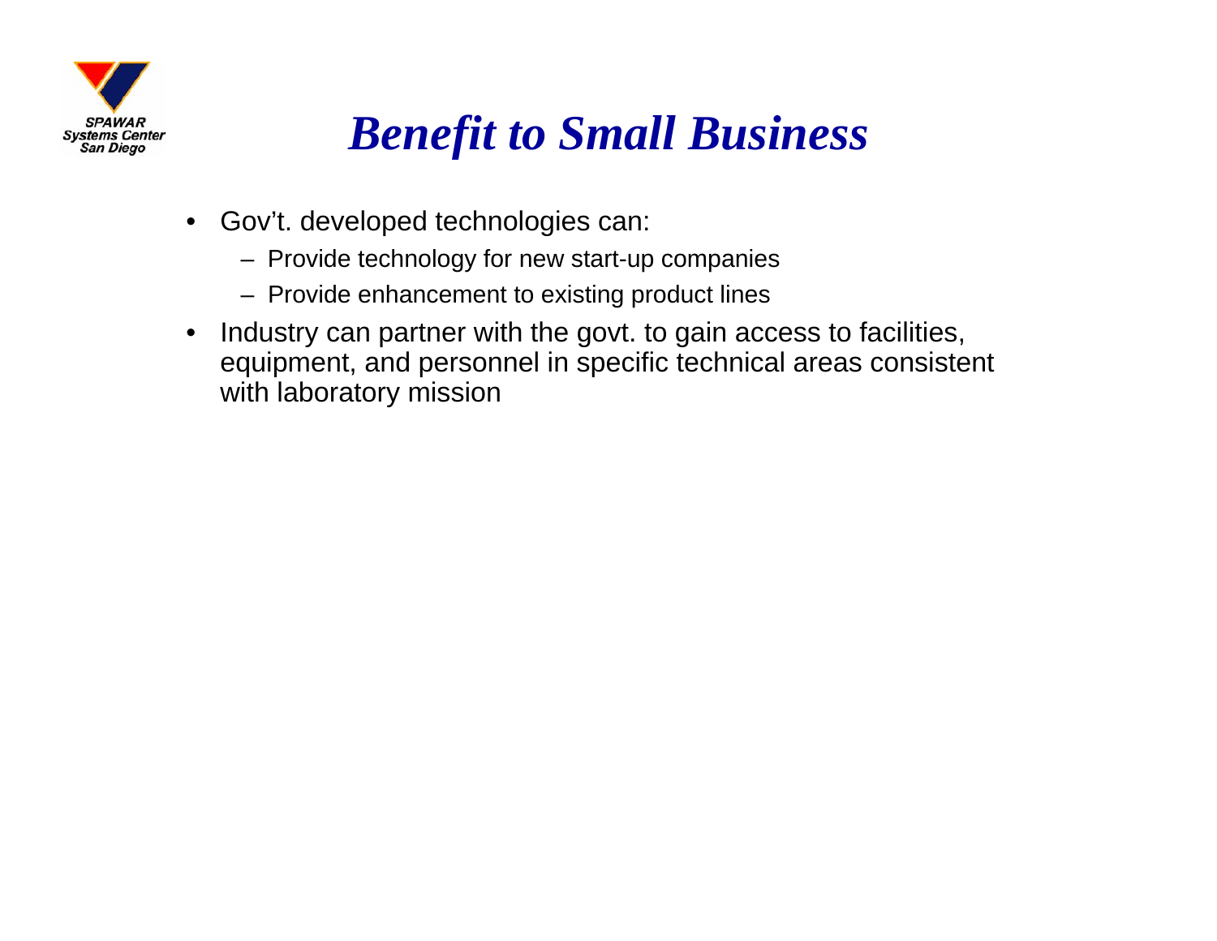# *Benefit to Small Business*

- Gov't. developed technologies can:
  - Provide technology for new start-up companies
  - Provide enhancement to existing product lines
- Industry can partner with the govt. to gain access to facilities, equipment, and personnel in specific technical areas consistent with laboratory mission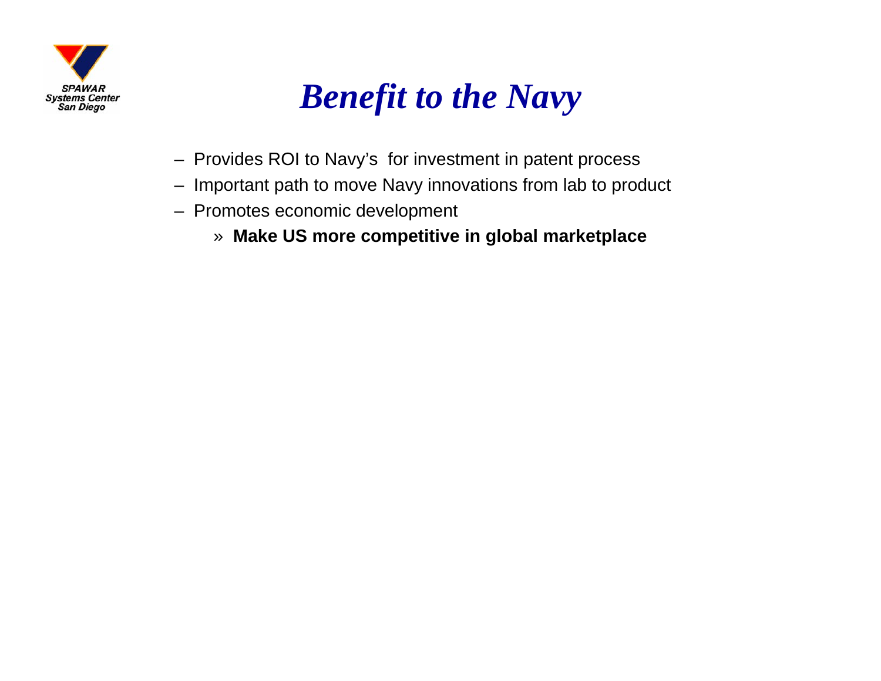# *Benefit to the Navy*

- Provides ROI to Navy's  for investment in patent process
- Important path to move Navy innovations from lab to product
- Promotes economic development
  - **Make US more competitive in global marketplace**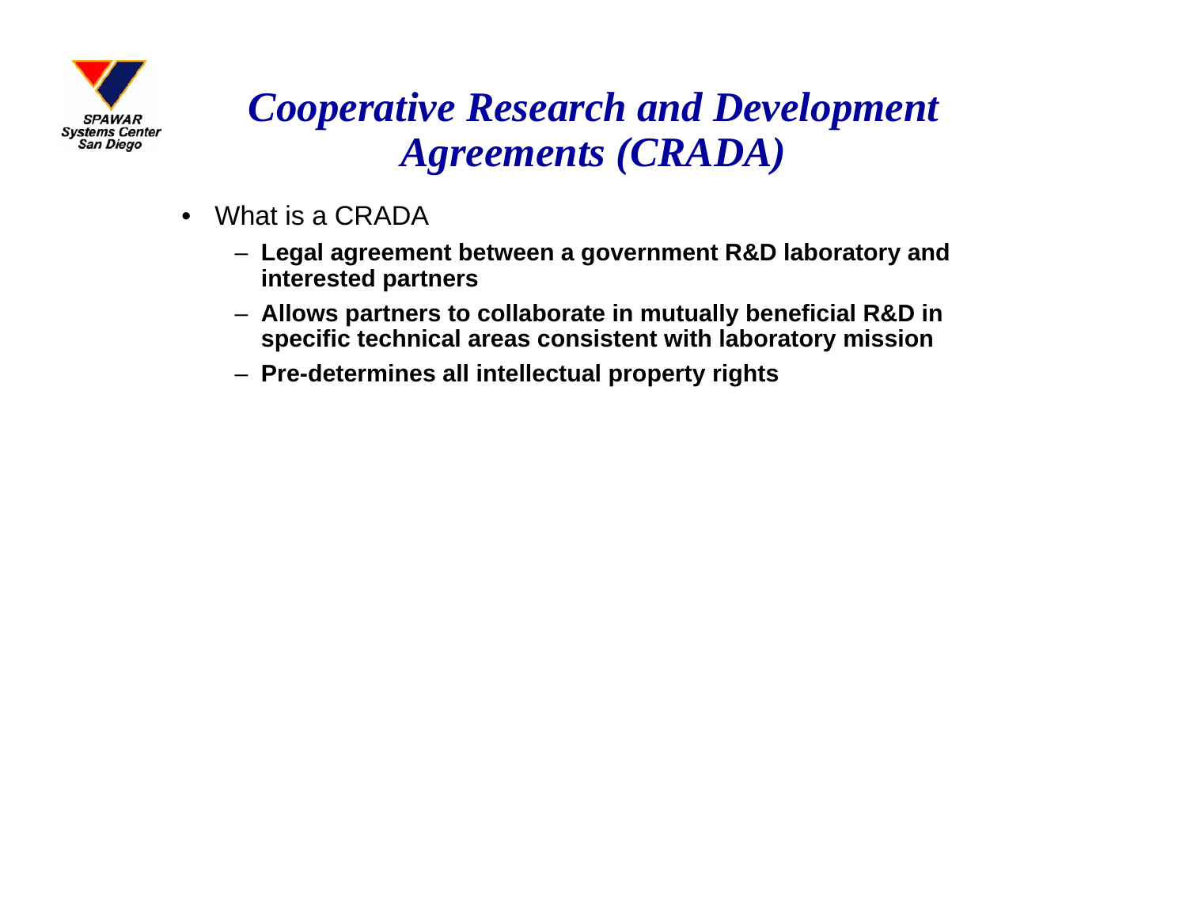# *Cooperative Research and Development Agreements (CRADA)*

- What is a CRADA
  - **Legal agreement between a government R&D laboratory and interested partners**
  - **Allows partners to collaborate in mutually beneficial R&D in specific technical areas consistent with laboratory mission**
  - **Pre-determines all intellectual property rights**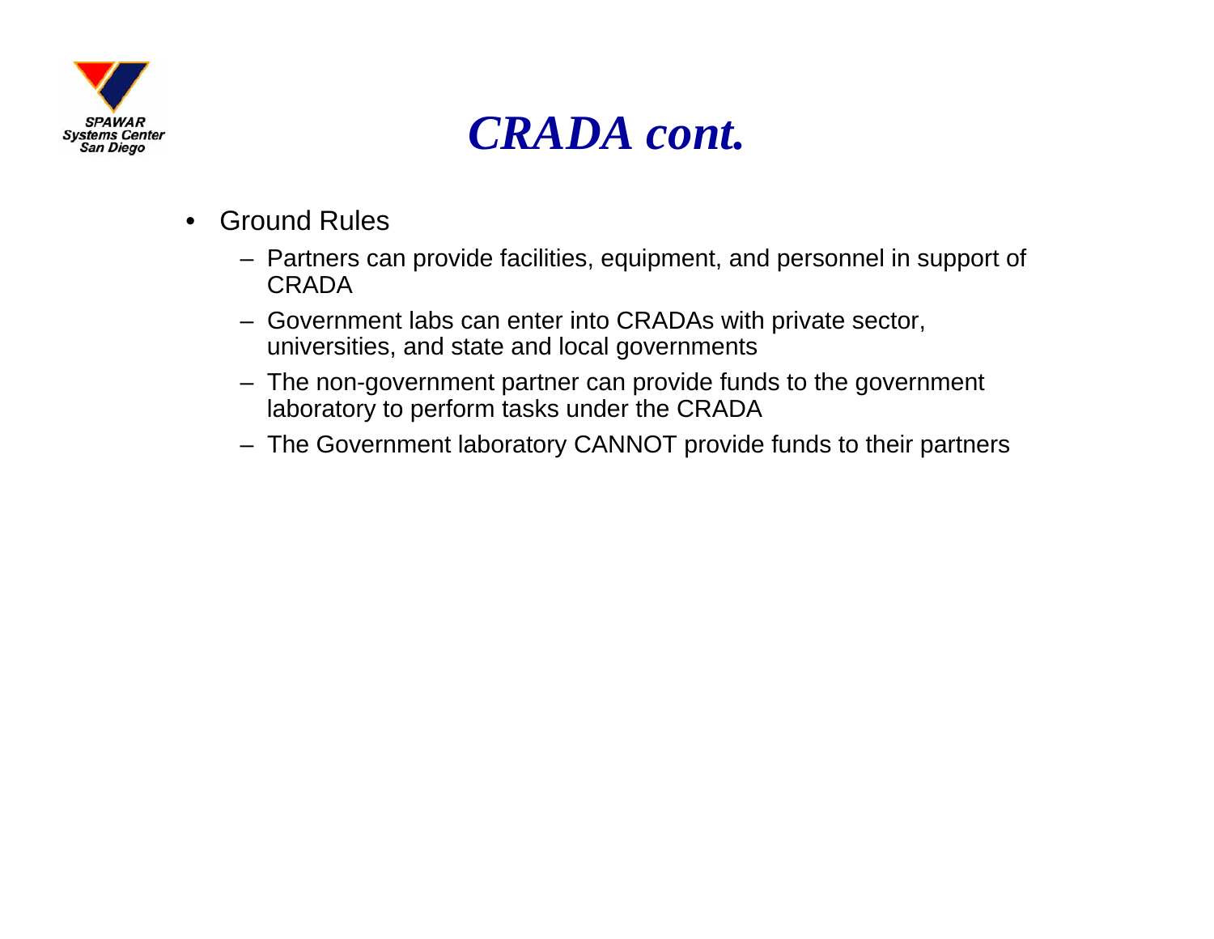# CRADA cont.

- Ground Rules
  - Partners can provide facilities, equipment, and personnel in support of CRADA
  - Government labs can enter into CRADAs with private sector, universities, and state and local governments
  - The non-government partner can provide funds to the government laboratory to perform tasks under the CRADA
  - The Government laboratory CANNOT provide funds to their partners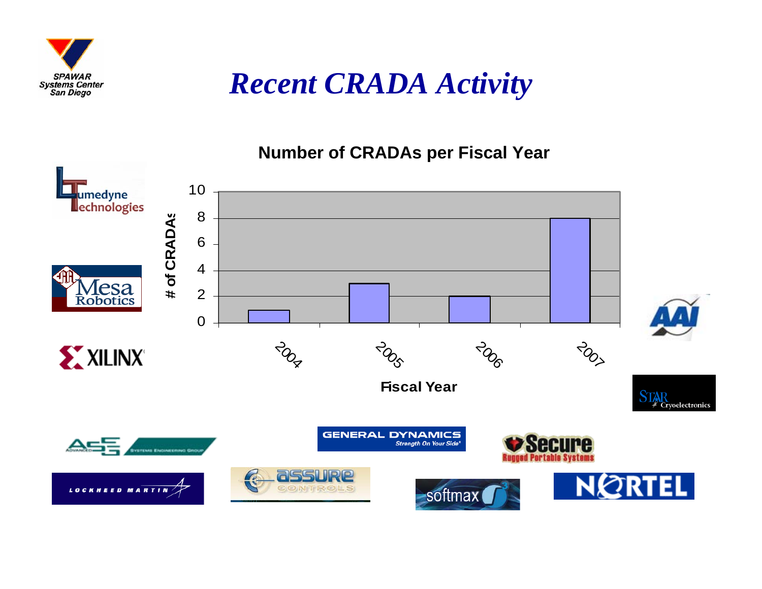# Recent CRADA Activity

**Number of CRADAs per Fiscal Year**

10
8
6
4
2
0

# of CRADAs

2004
2005
2006
2007

**Fiscal Year**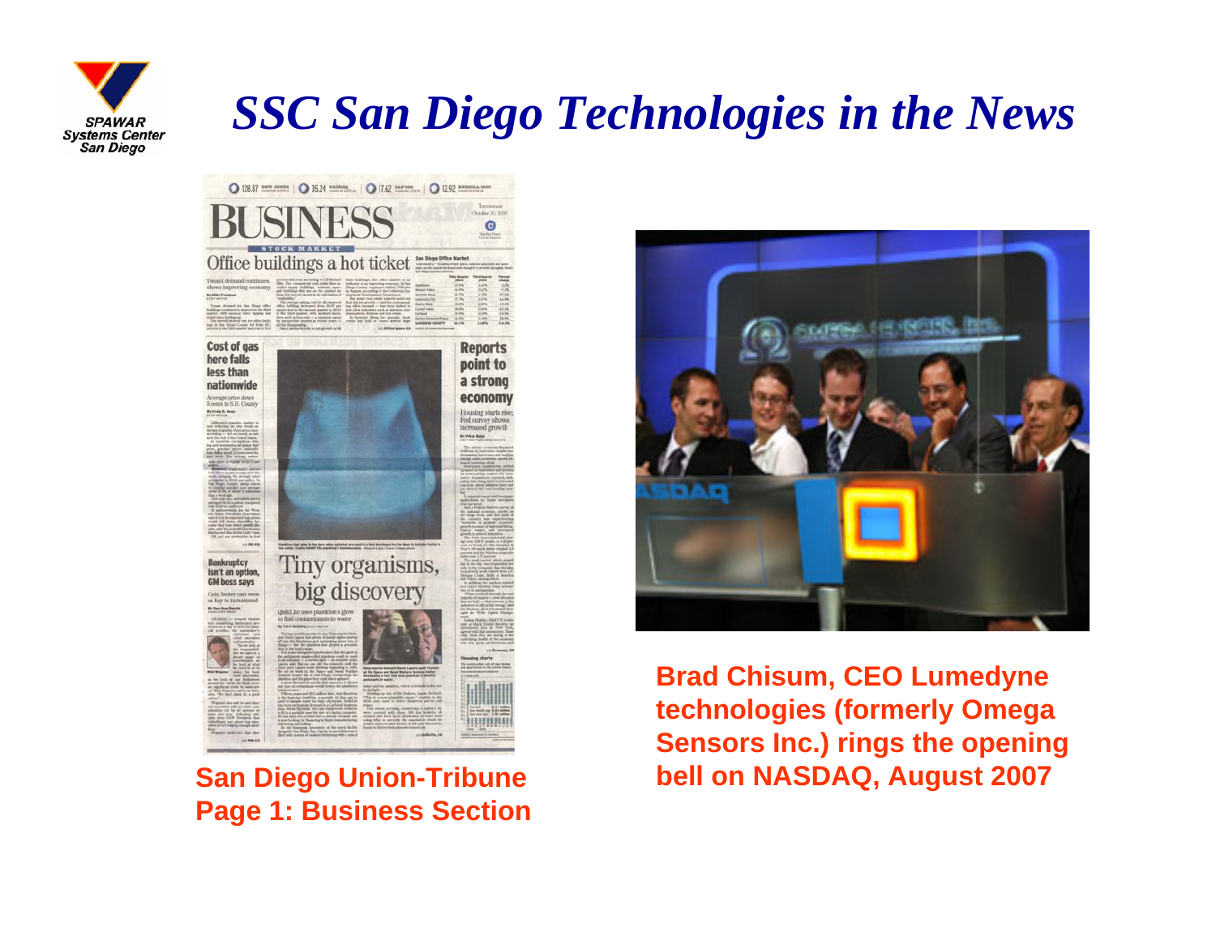# SSC San Diego Technologies in the News

**San Diego Union-Tribune Page 1: Business Section**

**Brad Chisum, CEO Lumedyne technologies (formerly Omega Sensors Inc.) rings the opening bell on NASDAQ, August 2007**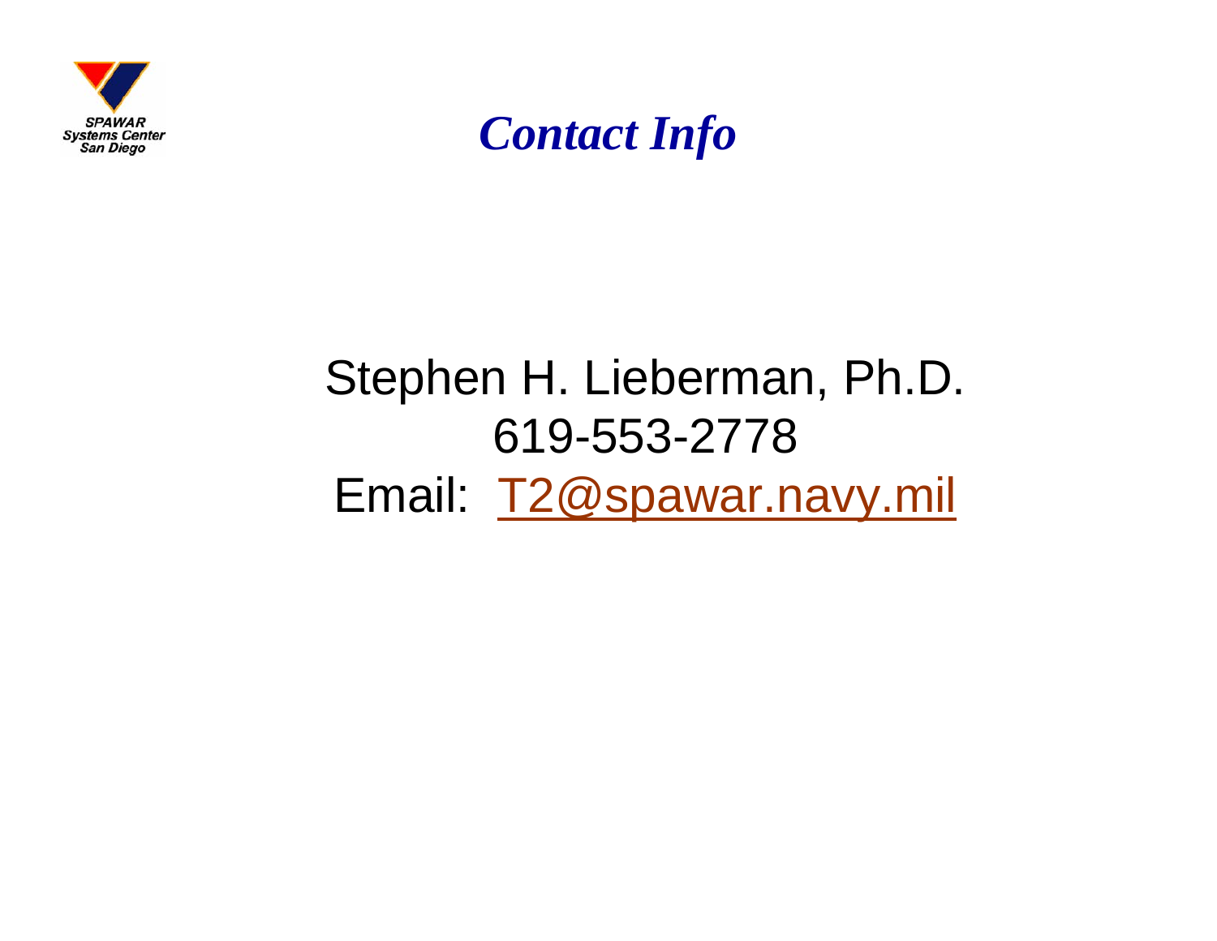SPAWAR
Systems Center
San Diego

# *Contact Info*

Stephen H. Lieberman, Ph.D.
619-553-2778
Email: T2@spawar.navy.mil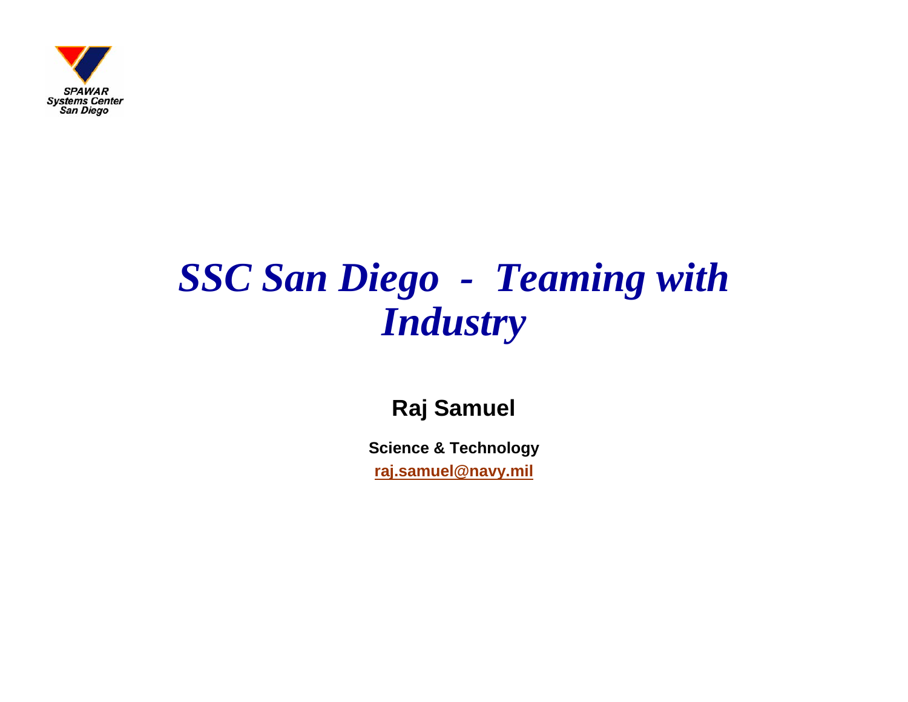SPAWAR
Systems Center
San Diego

# *SSC San Diego - Teaming with Industry*

**Raj Samuel**

**Science & Technology**

**raj.samuel@navy.mil**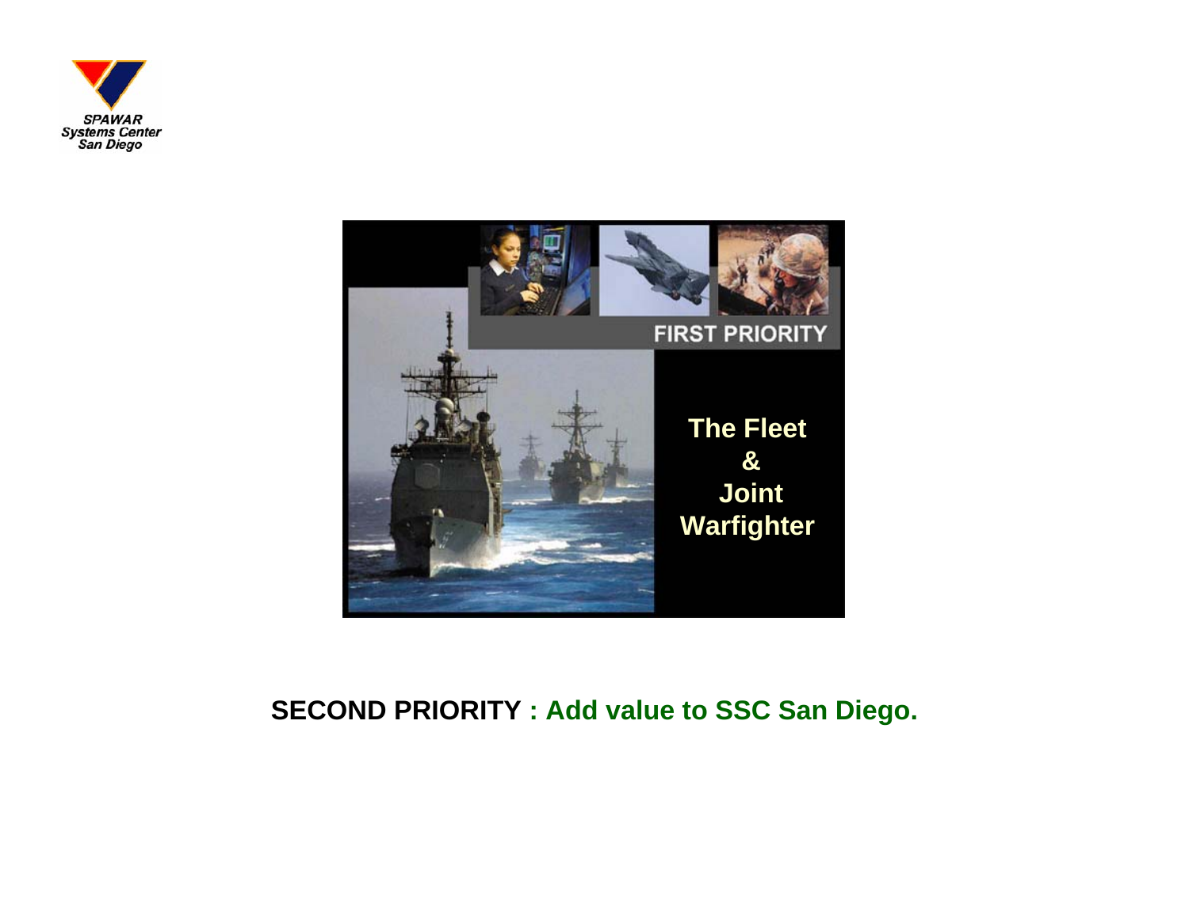FIRST PRIORITY

The Fleet
&
Joint
Warfighter

**SECOND PRIORITY : Add value to SSC San Diego.**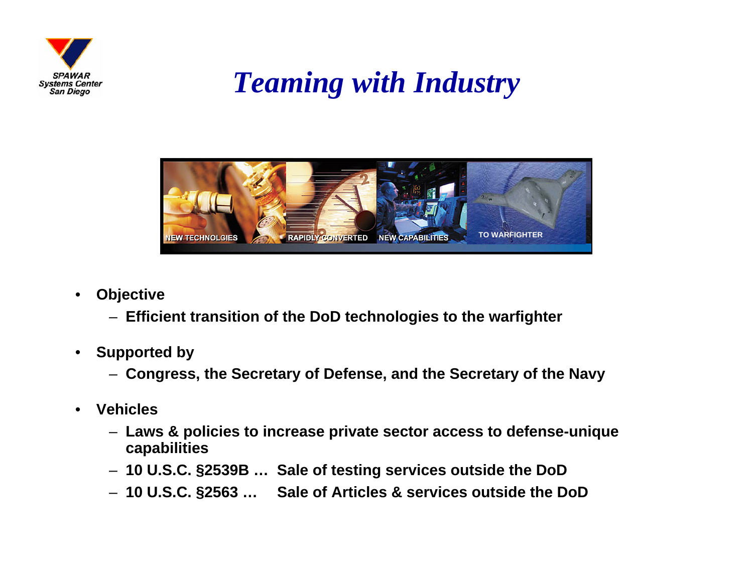# *Teaming with Industry*

- **Objective**
  - **Efficient transition of the DoD technologies to the warfighter**
- **Supported by**
  - **Congress, the Secretary of Defense, and the Secretary of the Navy**
- **Vehicles**
  - **Laws & policies to increase private sector access to defense-unique capabilities**
  - **10 U.S.C. §2539B … Sale of testing services outside the DoD**
  - **10 U.S.C. §2563 … Sale of Articles & services outside the DoD**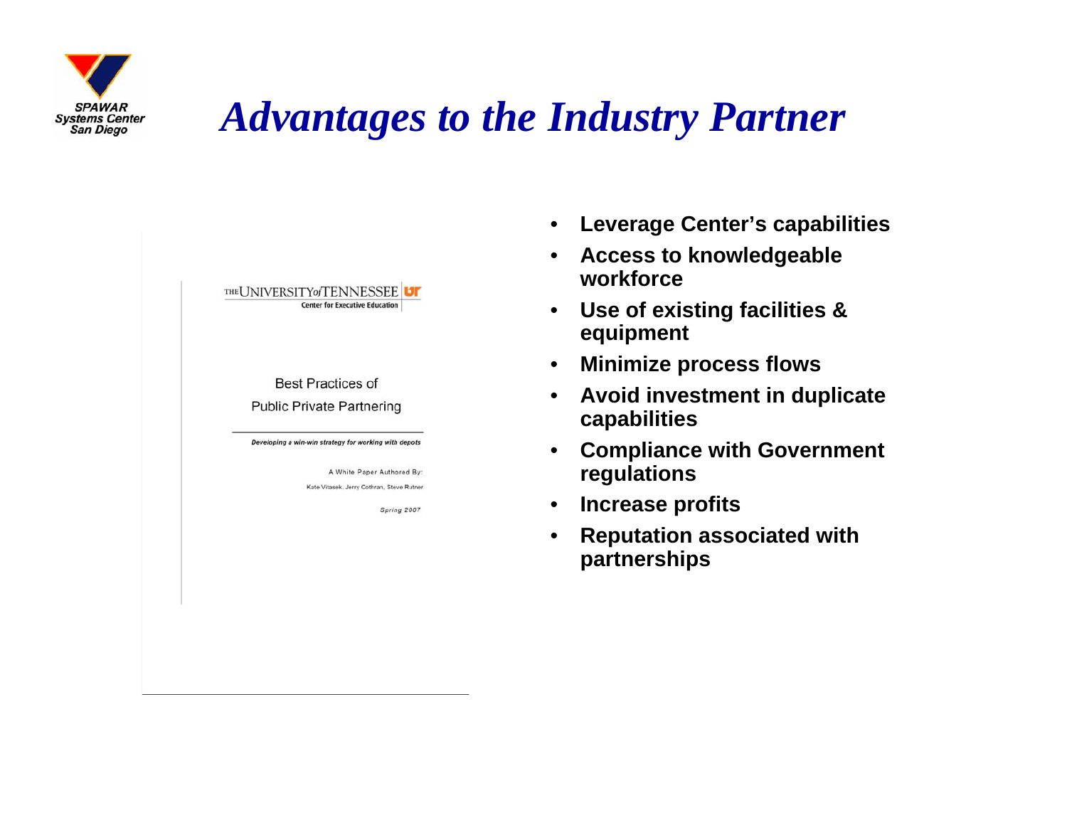# *Advantages to the Industry Partner*

THE UNIVERSITY of TENNESSEE UT
Center for Executive Education

Best Practices of
Public Private Partnering

*Developing a win-win strategy for working with depots*

A White Paper Authored By:
Kate Vitasek, Jerry Cothran, Steve Rutner

*Spring 2007*

- **Leverage Center's capabilities**
- **Access to knowledgeable workforce**
- **Use of existing facilities & equipment**
- **Minimize process flows**
- **Avoid investment in duplicate capabilities**
- **Compliance with Government regulations**
- **Increase profits**
- **Reputation associated with partnerships**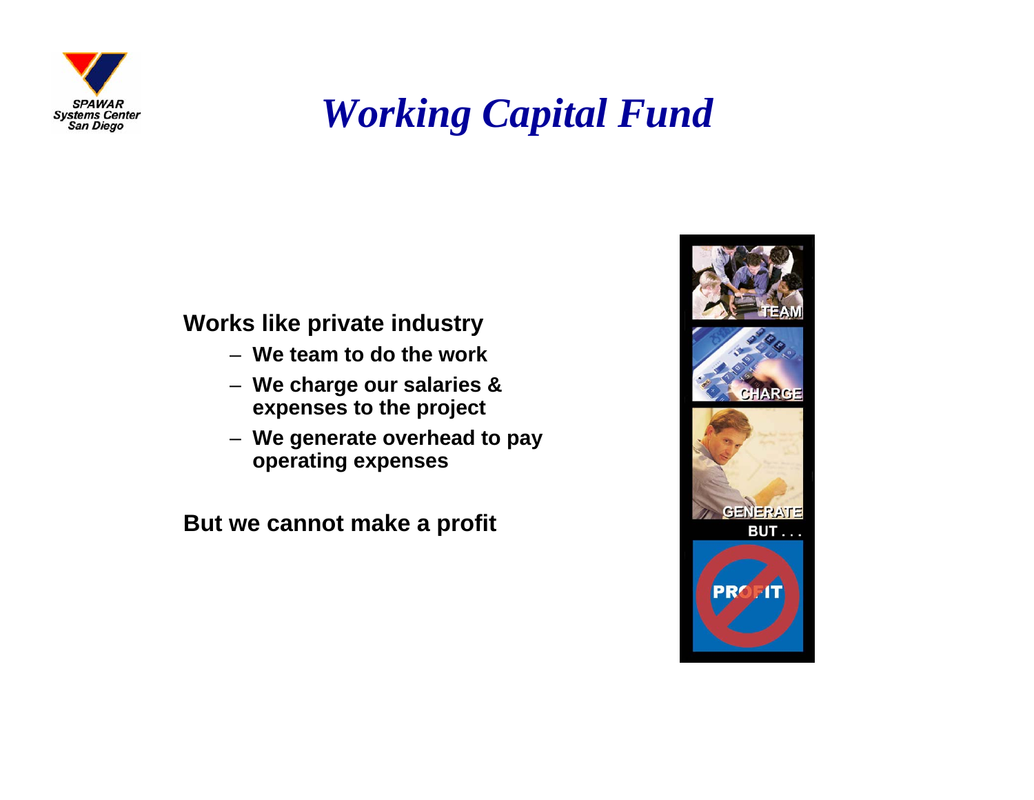# *Working Capital Fund*

**Works like private industry**

- **We team to do the work**
- **We charge our salaries & expenses to the project**
- **We generate overhead to pay operating expenses**

**But we cannot make a profit**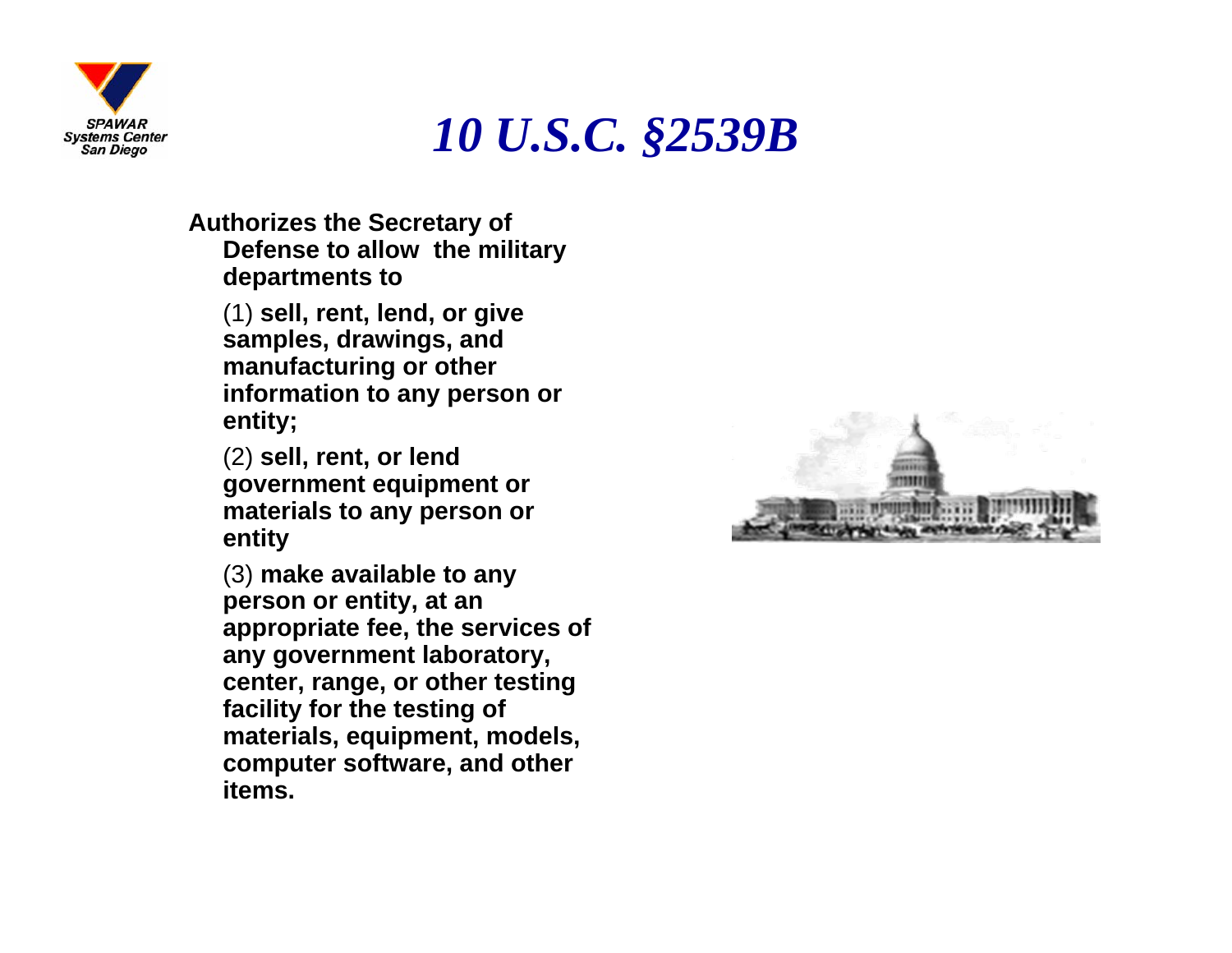# *10 U.S.C. §2539B*

**Authorizes the Secretary of Defense to allow the military departments to**

(1) **sell, rent, lend, or give samples, drawings, and manufacturing or other information to any person or entity;**

(2) **sell, rent, or lend government equipment or materials to any person or entity**

(3) **make available to any person or entity, at an appropriate fee, the services of any government laboratory, center, range, or other testing facility for the testing of materials, equipment, models, computer software, and other items.**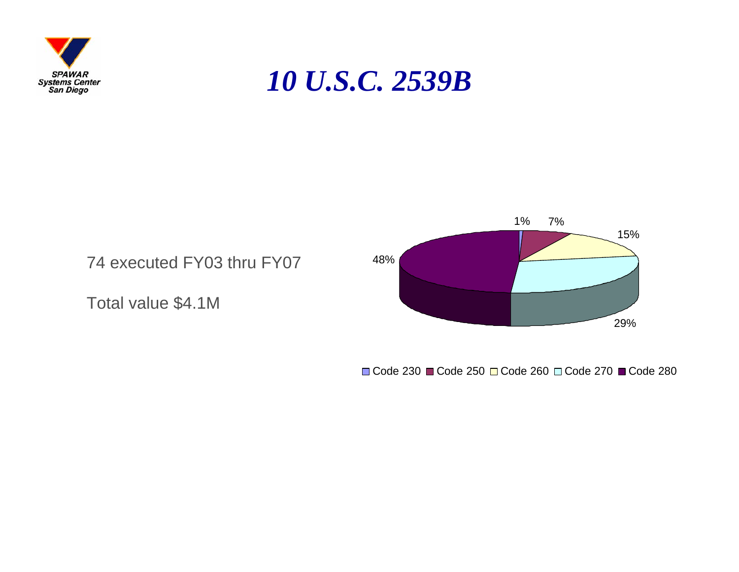# *10 U.S.C. 2539B*

74 executed FY03 thru FY07

Total value $4.1M

1%
7%
15%
29%
48%

Code 230 Code 250 Code 260 Code 270 Code 280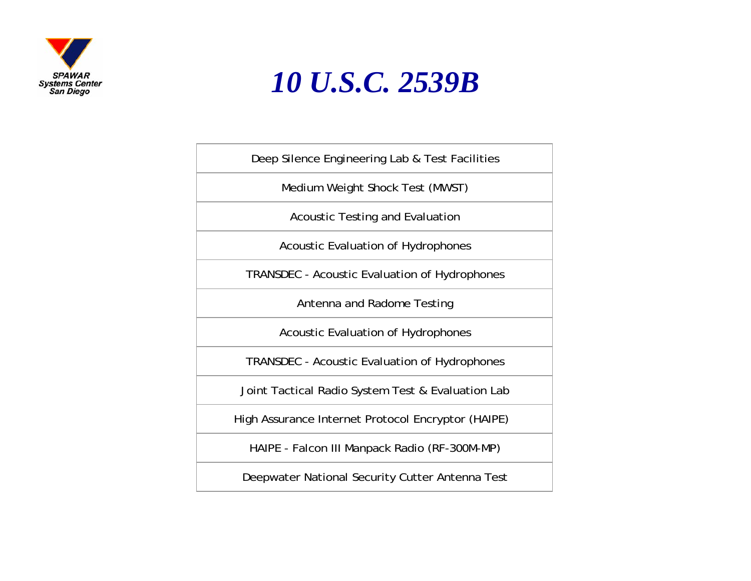# 10 U.S.C. 2539B

| |
|---|
| Deep Silence Engineering Lab & Test Facilities |
| Medium Weight Shock Test (MWST) |
| Acoustic Testing and Evaluation |
| Acoustic Evaluation of Hydrophones |
| TRANSDEC - Acoustic Evaluation of Hydrophones |
| Antenna and Radome Testing |
| Acoustic Evaluation of Hydrophones |
| TRANSDEC - Acoustic Evaluation of Hydrophones |
| Joint Tactical Radio System Test & Evaluation Lab |
| High Assurance Internet Protocol Encryptor (HAIPE) |
| HAIPE - Falcon III Manpack Radio (RF-300M-MP) |
| Deepwater National Security Cutter Antenna Test |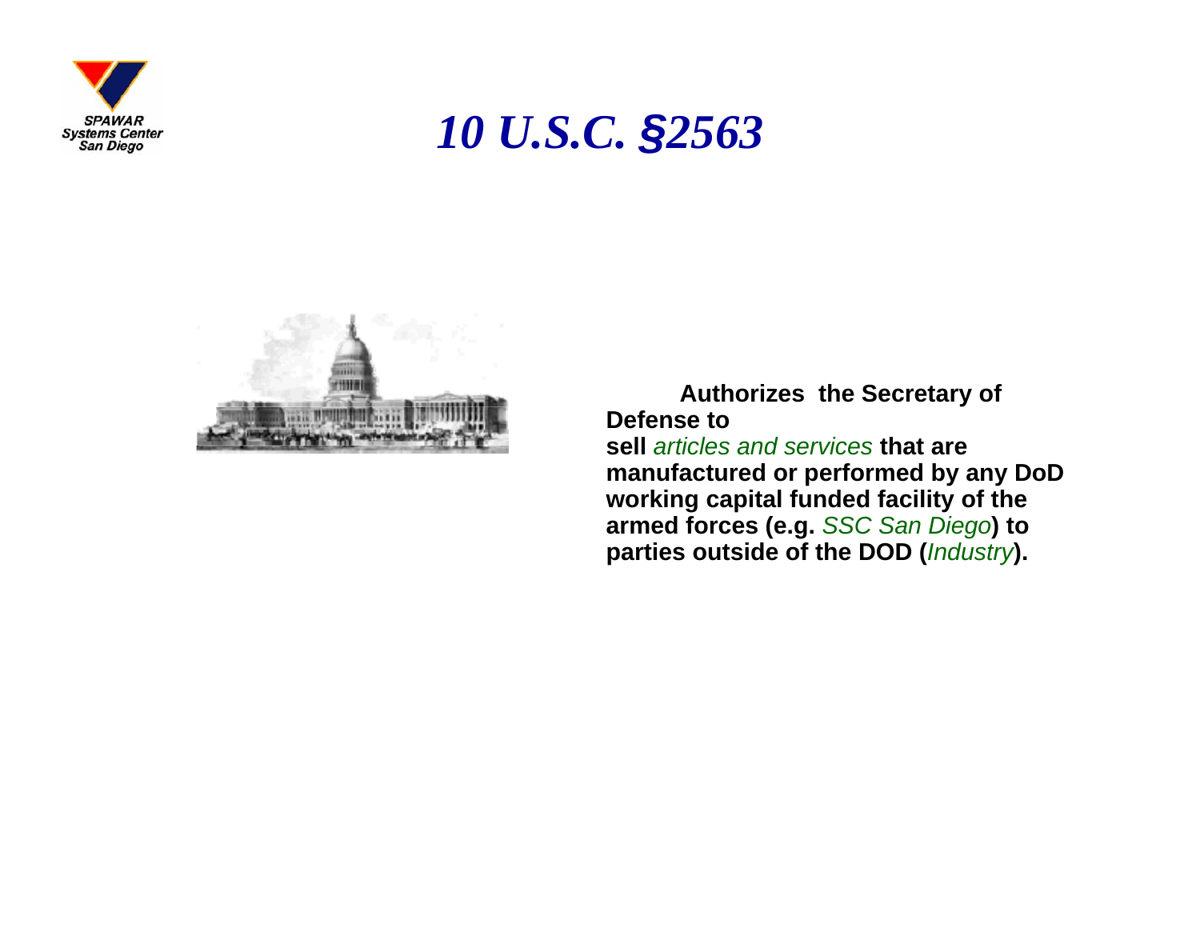# *10 U.S.C. §2563*

**Authorizes the Secretary of Defense to sell** *articles and services* **that are manufactured or performed by any DoD working capital funded facility of the armed forces (e.g.** *SSC San Diego***) to parties outside of the DOD (***Industry***).**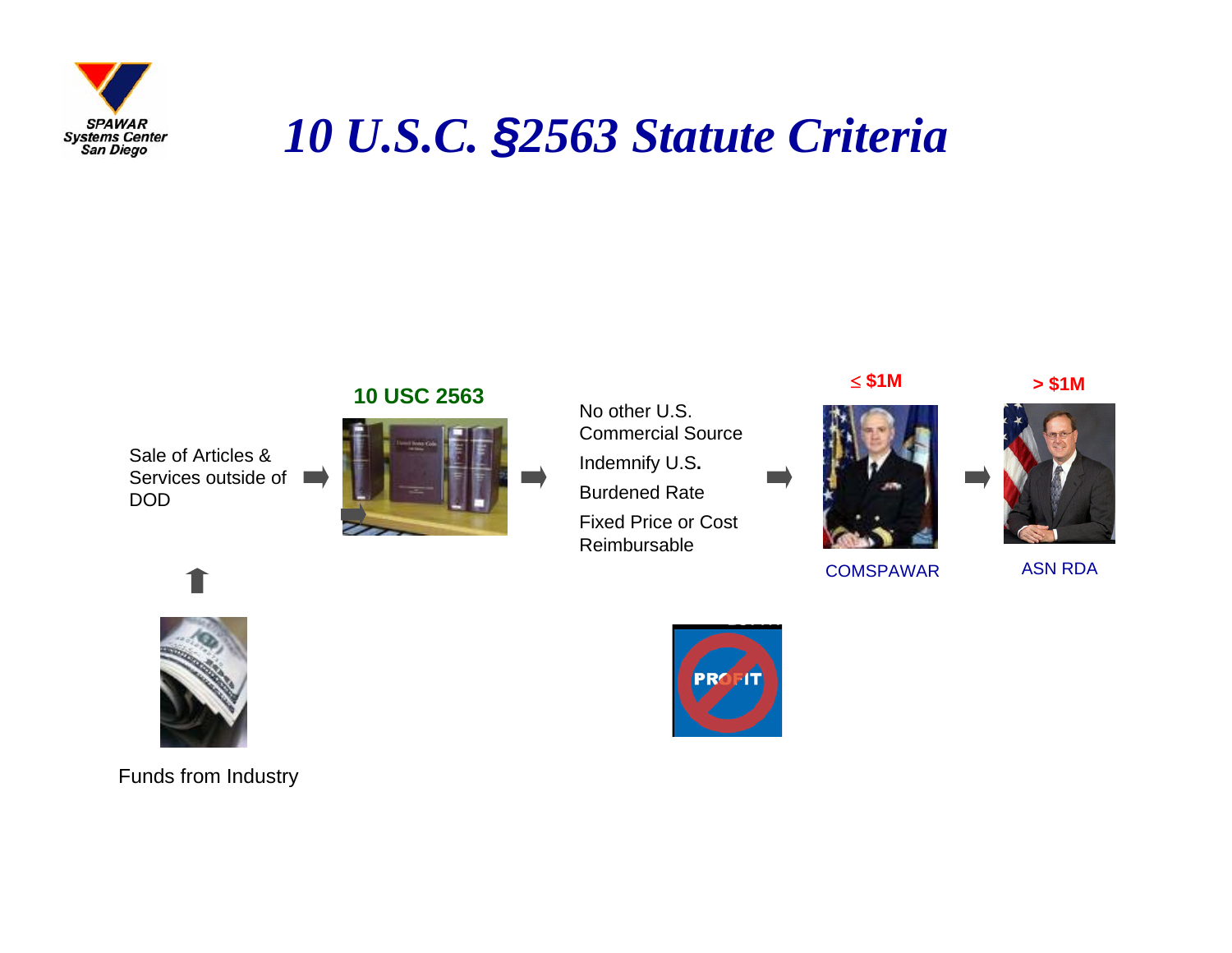# 10 U.S.C. §2563 Statute Criteria

Sale of Articles & Services outside of DOD

**10 USC 2563**

No other U.S. Commercial Source

Indemnify U.S.

Burdened Rate

Fixed Price or Cost Reimbursable

**≤ $1M**

COMSPAWAR

**> $1M**

ASN RDA

Funds from Industry

PROFIT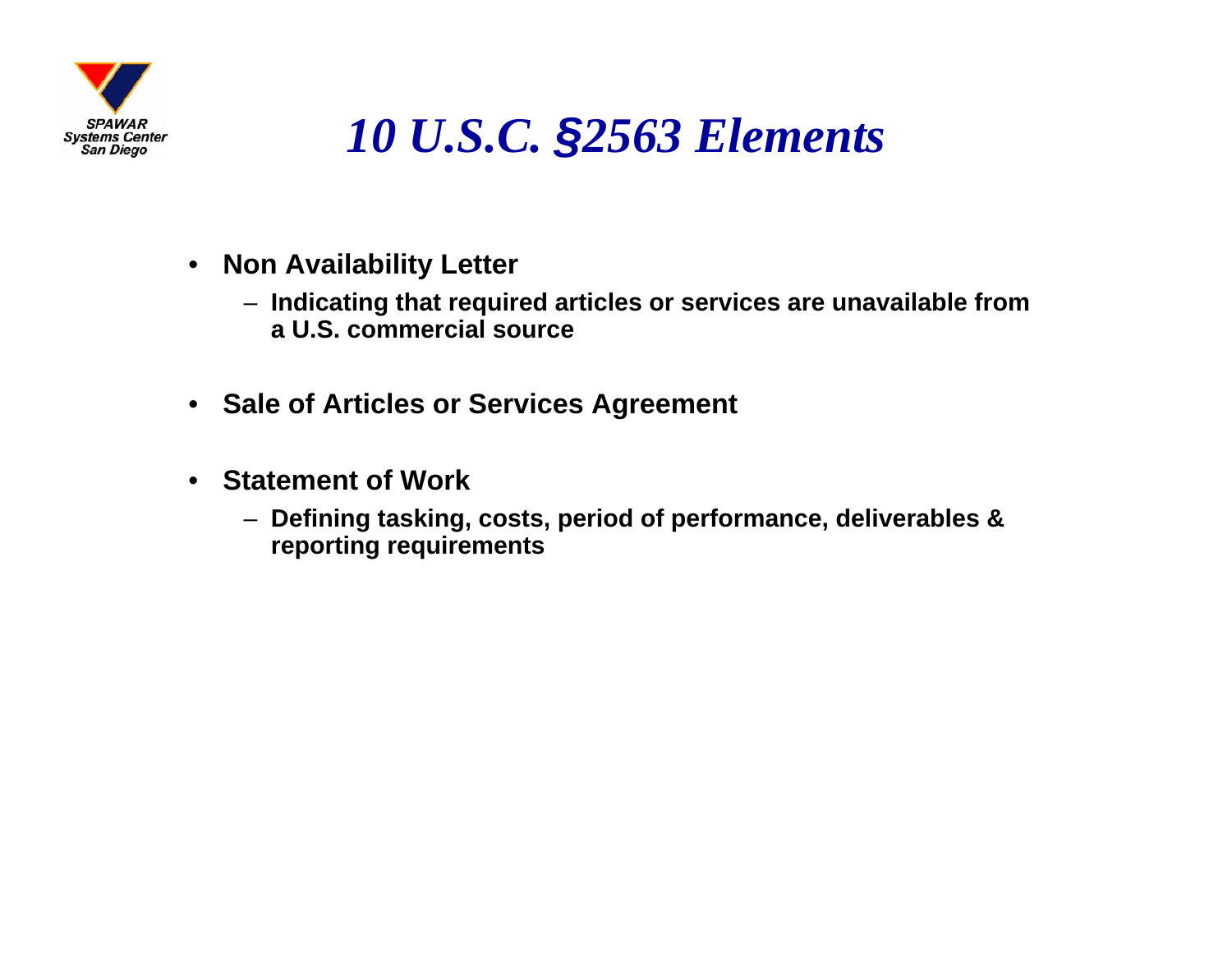# *10 U.S.C. §2563 Elements*

- **Non Availability Letter**
  - **Indicating that required articles or services are unavailable from a U.S. commercial source**
- **Sale of Articles or Services Agreement**
- **Statement of Work**
  - **Defining tasking, costs, period of performance, deliverables & reporting requirements**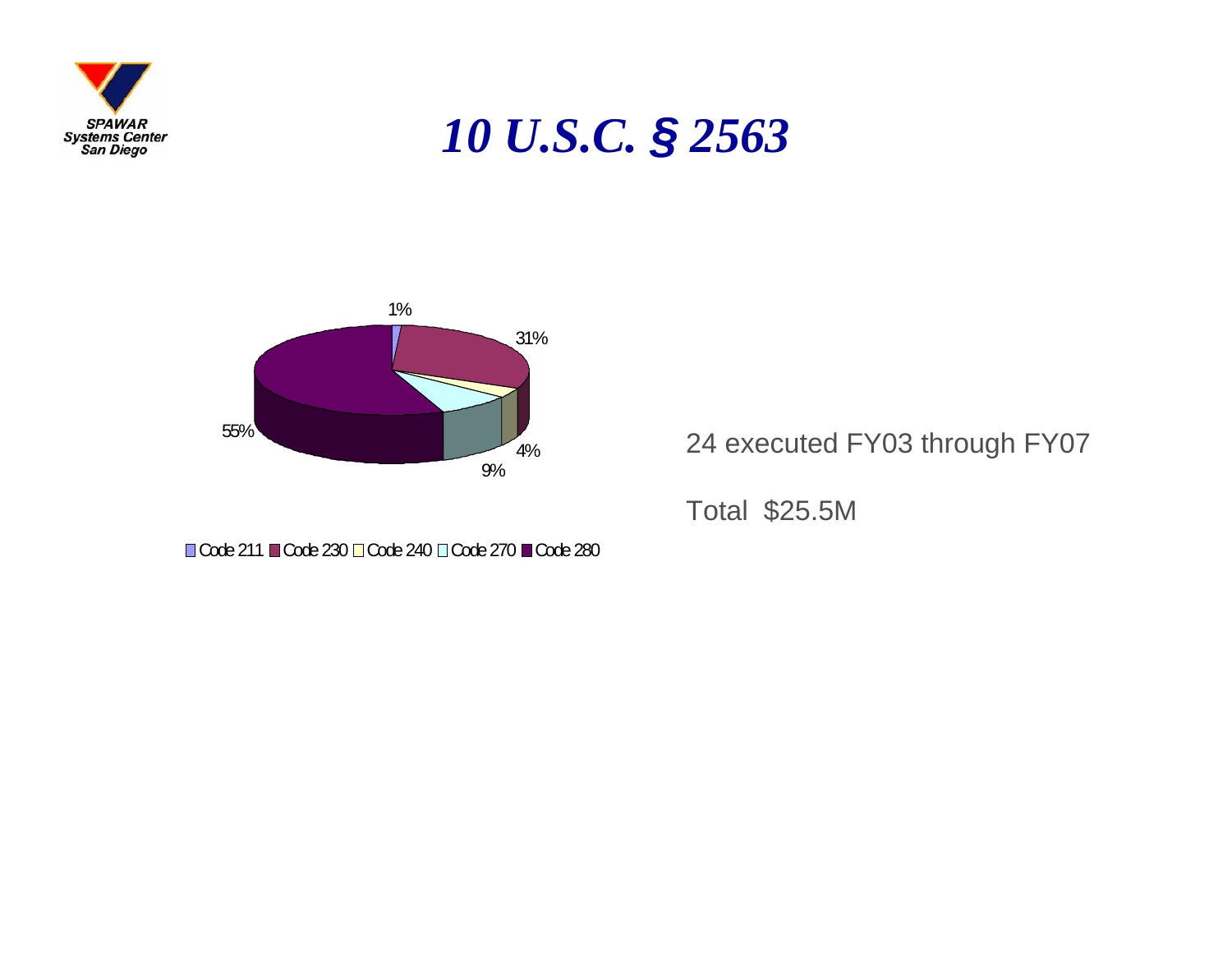# *10 U.S.C. § 2563*

1%

31%

4%

9%

55%

Code 211 Code 230 Code 240 Code 270 Code 280

24 executed FY03 through FY07

Total $25.5M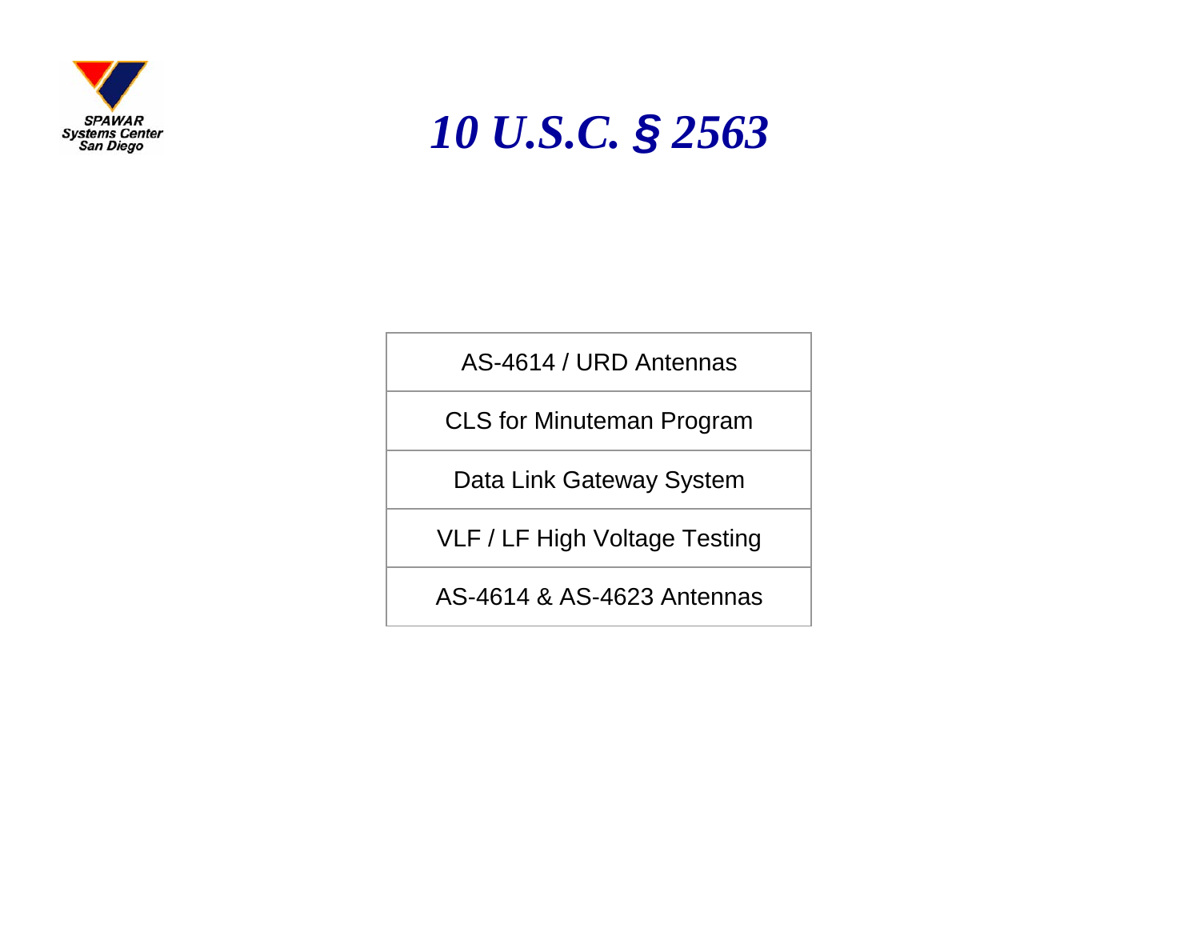# 10 U.S.C. § 2563

| |
|---|
| AS-4614 / URD Antennas |
| CLS for Minuteman Program |
| Data Link Gateway System |
| VLF / LF High Voltage Testing |
| AS-4614 & AS-4623 Antennas |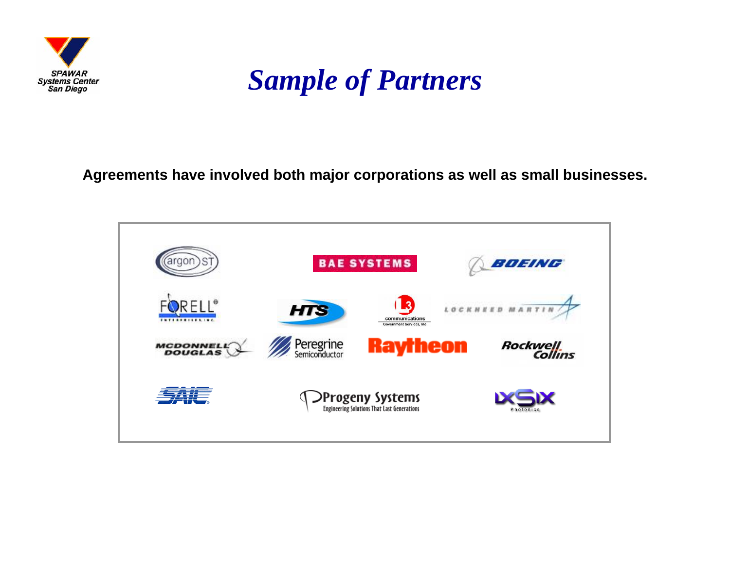# Sample of Partners

**Agreements have involved both major corporations as well as small businesses.**

argon ST

BAE SYSTEMS

BOEING

FORELL ENTERPRISES, INC.

HTS

L3 communications Government Services, Inc

LOCKHEED MARTIN

MCDONNELL DOUGLAS

Peregrine Semiconductor

Raytheon

Rockwell Collins

SAIC

Progeny Systems Engineering Solutions That Last Generations

LXSIX Photonics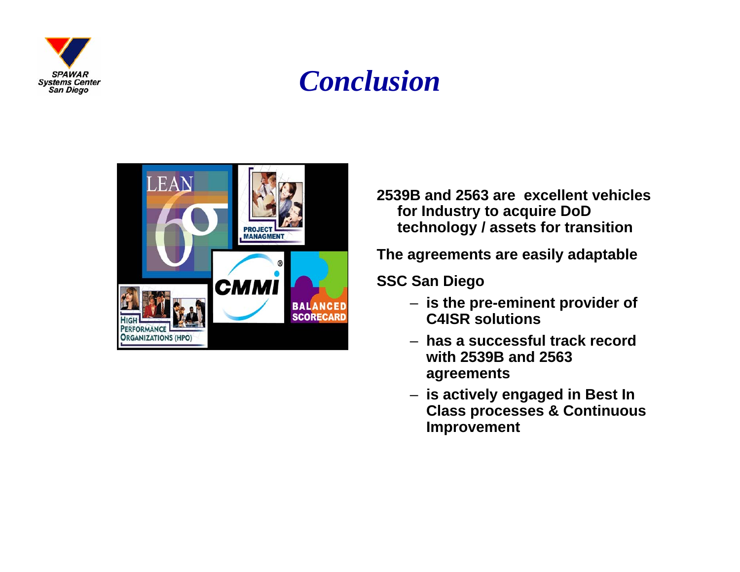# *Conclusion*

**2539B and 2563 are excellent vehicles for Industry to acquire DoD technology / assets for transition**

**The agreements are easily adaptable**

**SSC San Diego**

- **is the pre-eminent provider of C4ISR solutions**
- **has a successful track record with 2539B and 2563 agreements**
- **is actively engaged in Best In Class processes & Continuous Improvement**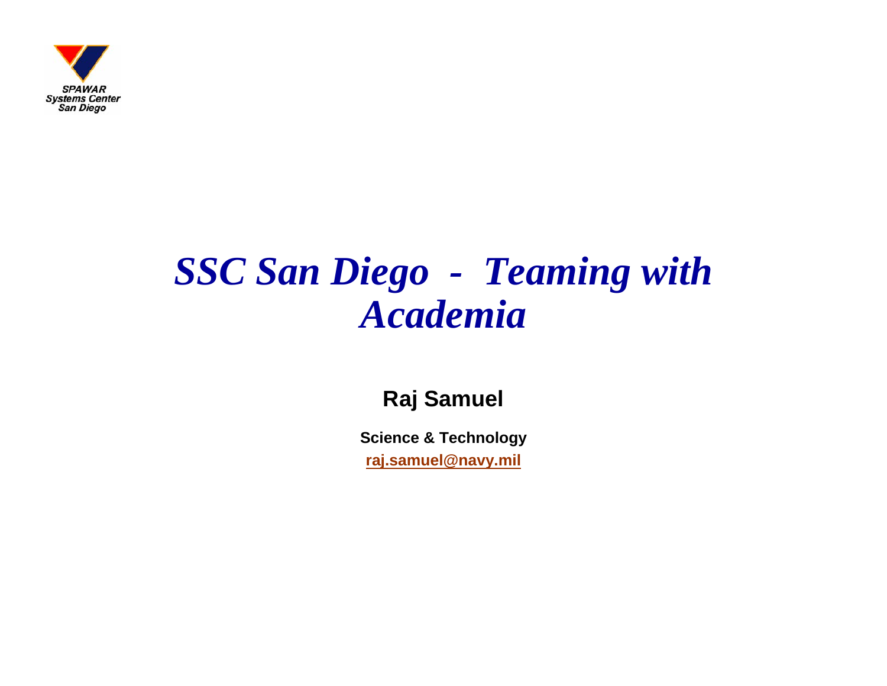SPAWAR
Systems Center
San Diego

# *SSC San Diego - Teaming with Academia*

**Raj Samuel**

**Science & Technology**

**raj.samuel@navy.mil**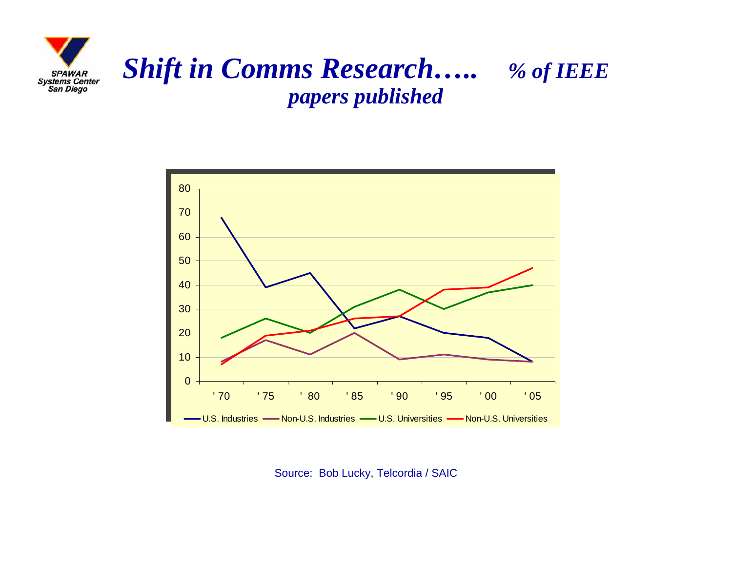SPAWAR Systems Center San Diego

# *Shift in Comms Research….. % of IEEE papers published*

80
70
60
50
40
30
20
10
0

' 70 ' 75 ' 80 ' 85 ' 90 ' 95 ' 00 ' 05

U.S. Industries
Non-U.S. Industries
U.S. Universities
Non-U.S. Universities

Source: Bob Lucky, Telcordia / SAIC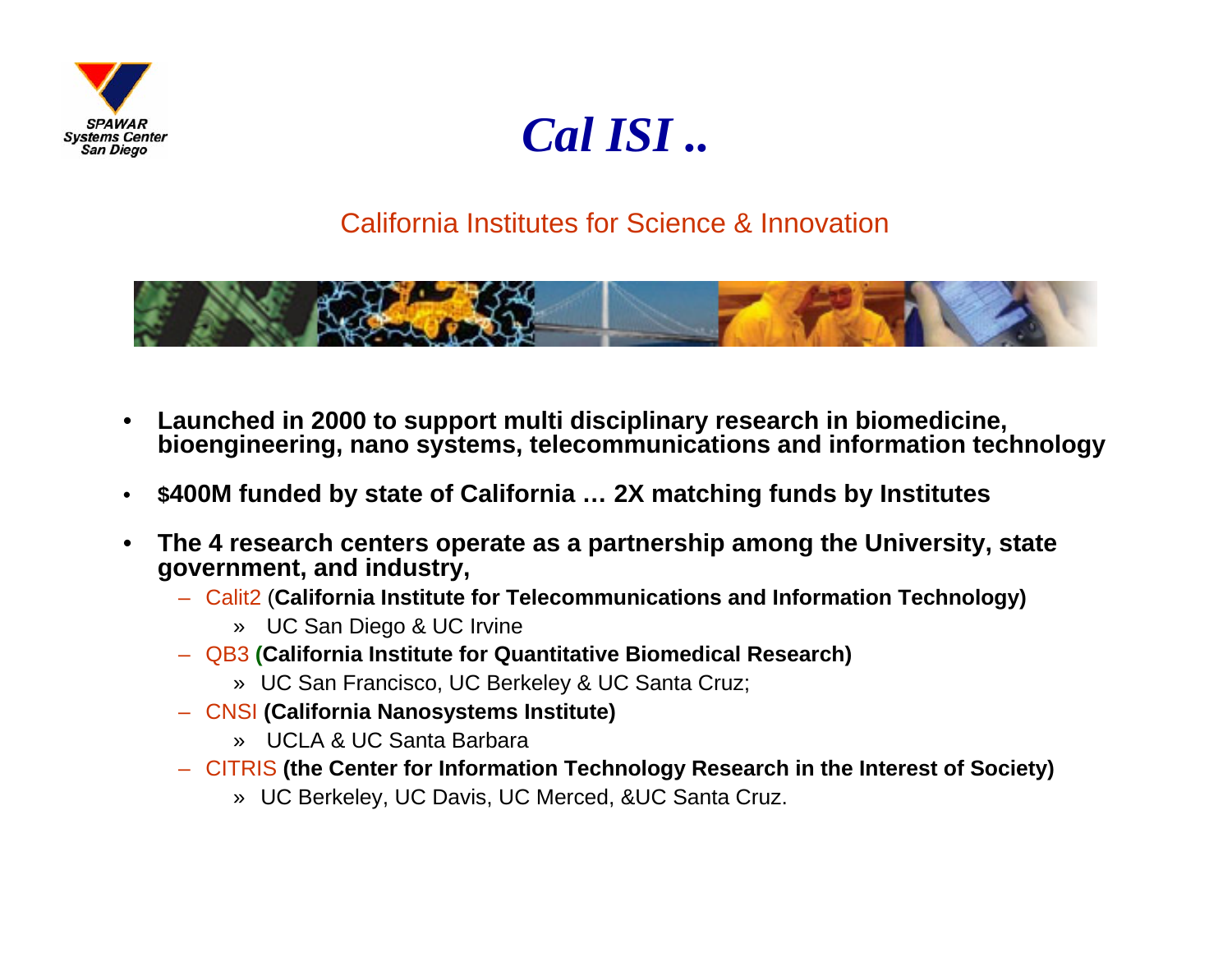# *Cal ISI ..*

California Institutes for Science & Innovation

- **Launched in 2000 to support multi disciplinary research in biomedicine, bioengineering, nano systems, telecommunications and information technology**
- **$400M funded by state of California … 2X matching funds by Institutes**
- **The 4 research centers operate as a partnership among the University, state government, and industry,**
  - Calit2 (**California Institute for Telecommunications and Information Technology)**
    - » UC San Diego & UC Irvine
  - QB3 **(California Institute for Quantitative Biomedical Research)**
    - » UC San Francisco, UC Berkeley & UC Santa Cruz;
  - CNSI **(California Nanosystems Institute)**
    - » UCLA & UC Santa Barbara
  - CITRIS **(the Center for Information Technology Research in the Interest of Society)**
    - » UC Berkeley, UC Davis, UC Merced, &UC Santa Cruz.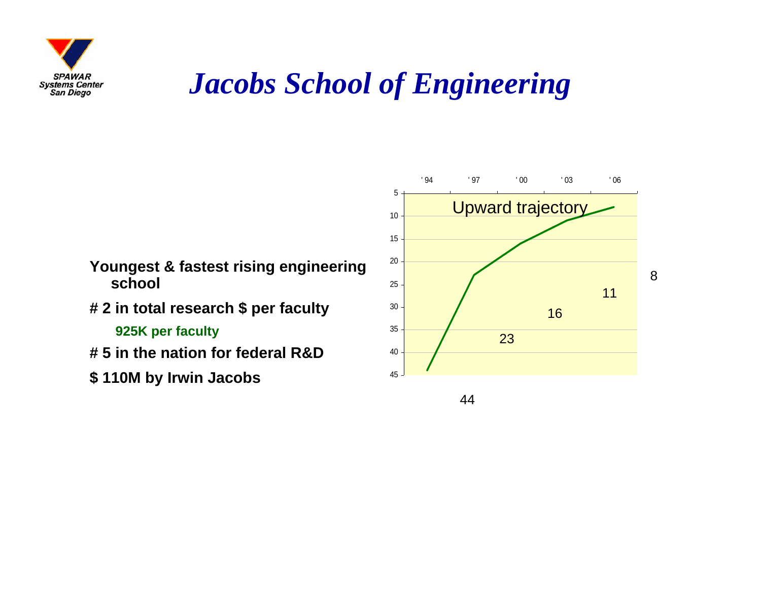# Jacobs School of Engineering

- Youngest & fastest rising engineering school
- # 2 in total research $ per faculty
  - 925K per faculty
- # 5 in the nation for federal R&D
- $ 110M by Irwin Jacobs

Upward trajectory

' 94
' 97
' 00
' 03
' 06

5
10
15
20
25
30
35
40
45

44
23
16
11
8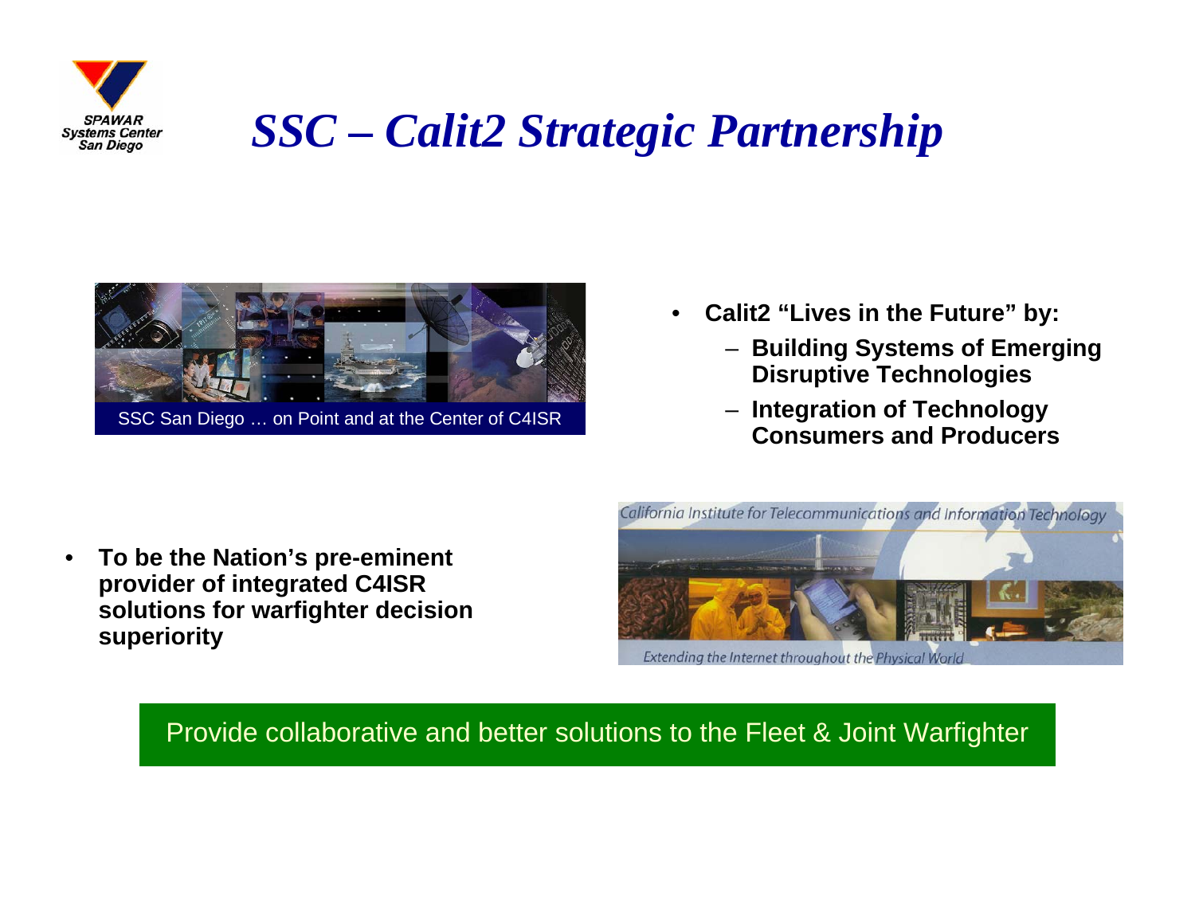# *SSC – Calit2 Strategic Partnership*

SSC San Diego … on Point and at the Center of C4ISR

- **Calit2 "Lives in the Future" by:**
  - **Building Systems of Emerging Disruptive Technologies**
  - **Integration of Technology Consumers and Producers**

- **To be the Nation's pre-eminent provider of integrated C4ISR solutions for warfighter decision superiority**

California Institute for Telecommunications and Information Technology

Extending the Internet throughout the Physical World

Provide collaborative and better solutions to the Fleet & Joint Warfighter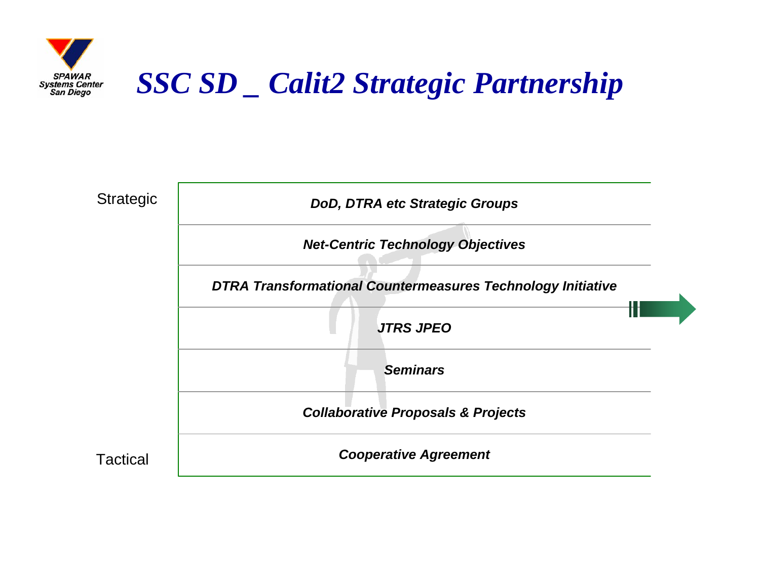# SSC SD _ Calit2 Strategic Partnership

SPAWAR Systems Center San Diego

Strategic

*DoD, DTRA etc Strategic Groups*

*Net-Centric Technology Objectives*

*DTRA Transformational Countermeasures Technology Initiative*

*JTRS JPEO*

*Seminars*

*Collaborative Proposals & Projects*

*Cooperative Agreement*

Tactical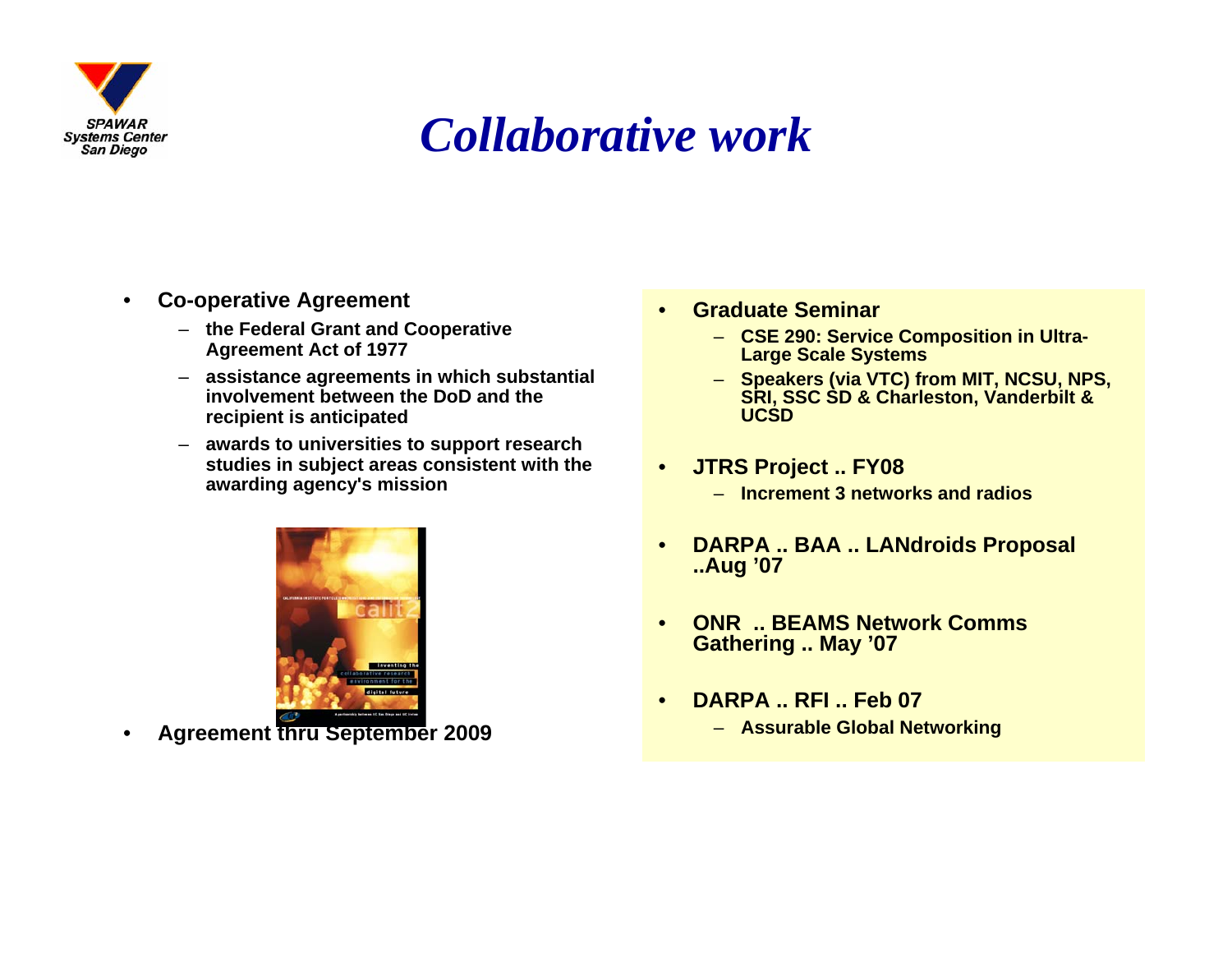# *Collaborative work*

- **Co-operative Agreement**
  - **the Federal Grant and Cooperative Agreement Act of 1977**
  - **assistance agreements in which substantial involvement between the DoD and the recipient is anticipated**
  - **awards to universities to support research studies in subject areas consistent with the awarding agency's mission**
- **Agreement thru September 2009**

- **Graduate Seminar**
  - **CSE 290: Service Composition in Ultra-Large Scale Systems**
  - **Speakers (via VTC) from MIT, NCSU, NPS, SRI, SSC SD & Charleston, Vanderbilt & UCSD**
- **JTRS Project .. FY08**
  - **Increment 3 networks and radios**
- **DARPA .. BAA .. LANdroids Proposal ..Aug '07**
- **ONR .. BEAMS Network Comms Gathering .. May '07**
- **DARPA .. RFI .. Feb 07**
  - **Assurable Global Networking**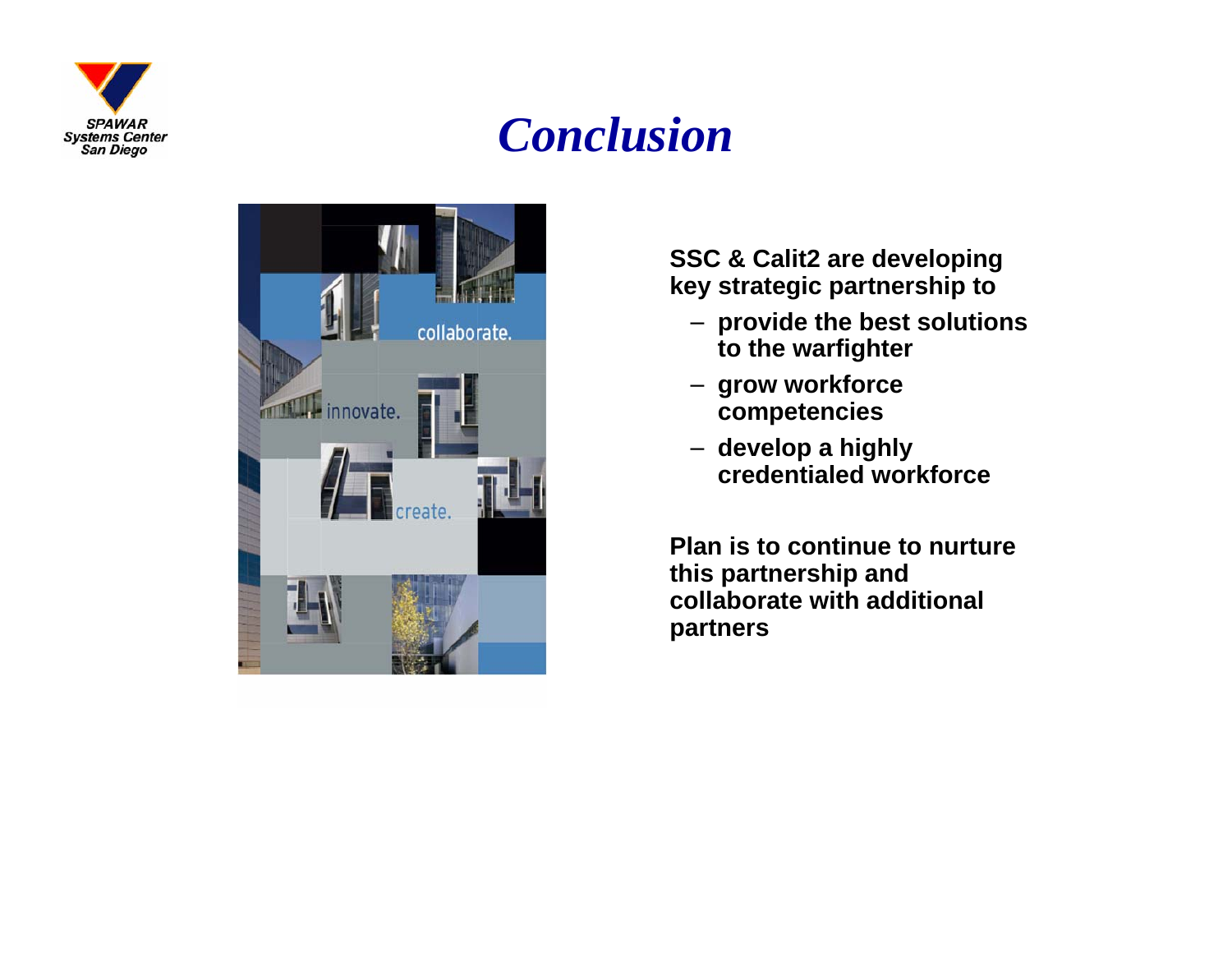# *Conclusion*

**SSC & Calit2 are developing key strategic partnership to**

- **provide the best solutions to the warfighter**
- **grow workforce competencies**
- **develop a highly credentialed workforce**

**Plan is to continue to nurture this partnership and collaborate with additional partners**